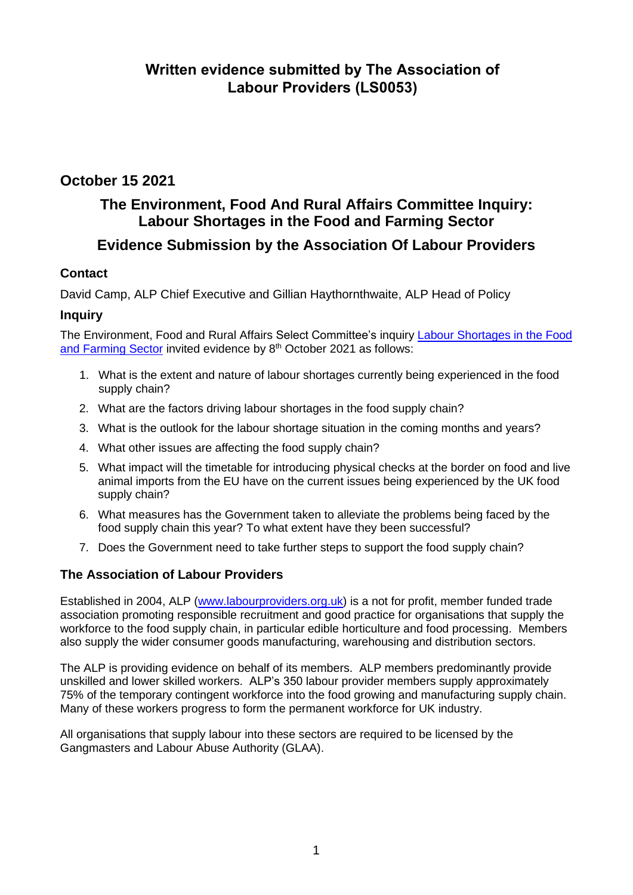# Written evidence submitted by The Association of Labour Providers (LS0053)

## October 15 2021

## The Environment, Food And Rural Affairs Committee Inquiry: Labour Shortages in the Food and Farming Sector

## Evidence Submission by the Association Of Labour Providers

### Contact

David Camp, ALP Chief Executive and Gillian Haythornthwaite, ALP Head of Policy

### Inquiry

The Environment, Food and Rural Affairs Select Committee's inquiry [Labour Shortages in the Food and Farming Sector] invited evidence by 8th October 2021 as follows:

1. What is the extent and nature of labour shortages currently being experienced in the food supply chain?
2. What are the factors driving labour shortages in the food supply chain?
3. What is the outlook for the labour shortage situation in the coming months and years?
4. What other issues are affecting the food supply chain?
5. What impact will the timetable for introducing physical checks at the border on food and live animal imports from the EU have on the current issues being experienced by the UK food supply chain?
6. What measures has the Government taken to alleviate the problems being faced by the food supply chain this year? To what extent have they been successful?
7. Does the Government need to take further steps to support the food supply chain?

### The Association of Labour Providers

Established in 2004, ALP (www.labourproviders.org.uk) is a not for profit, member funded trade association promoting responsible recruitment and good practice for organisations that supply the workforce to the food supply chain, in particular edible horticulture and food processing. Members also supply the wider consumer goods manufacturing, warehousing and distribution sectors.

The ALP is providing evidence on behalf of its members. ALP members predominantly provide unskilled and lower skilled workers. ALP's 350 labour provider members supply approximately 75% of the temporary contingent workforce into the food growing and manufacturing supply chain. Many of these workers progress to form the permanent workforce for UK industry.

All organisations that supply labour into these sectors are required to be licensed by the Gangmasters and Labour Abuse Authority (GLAA).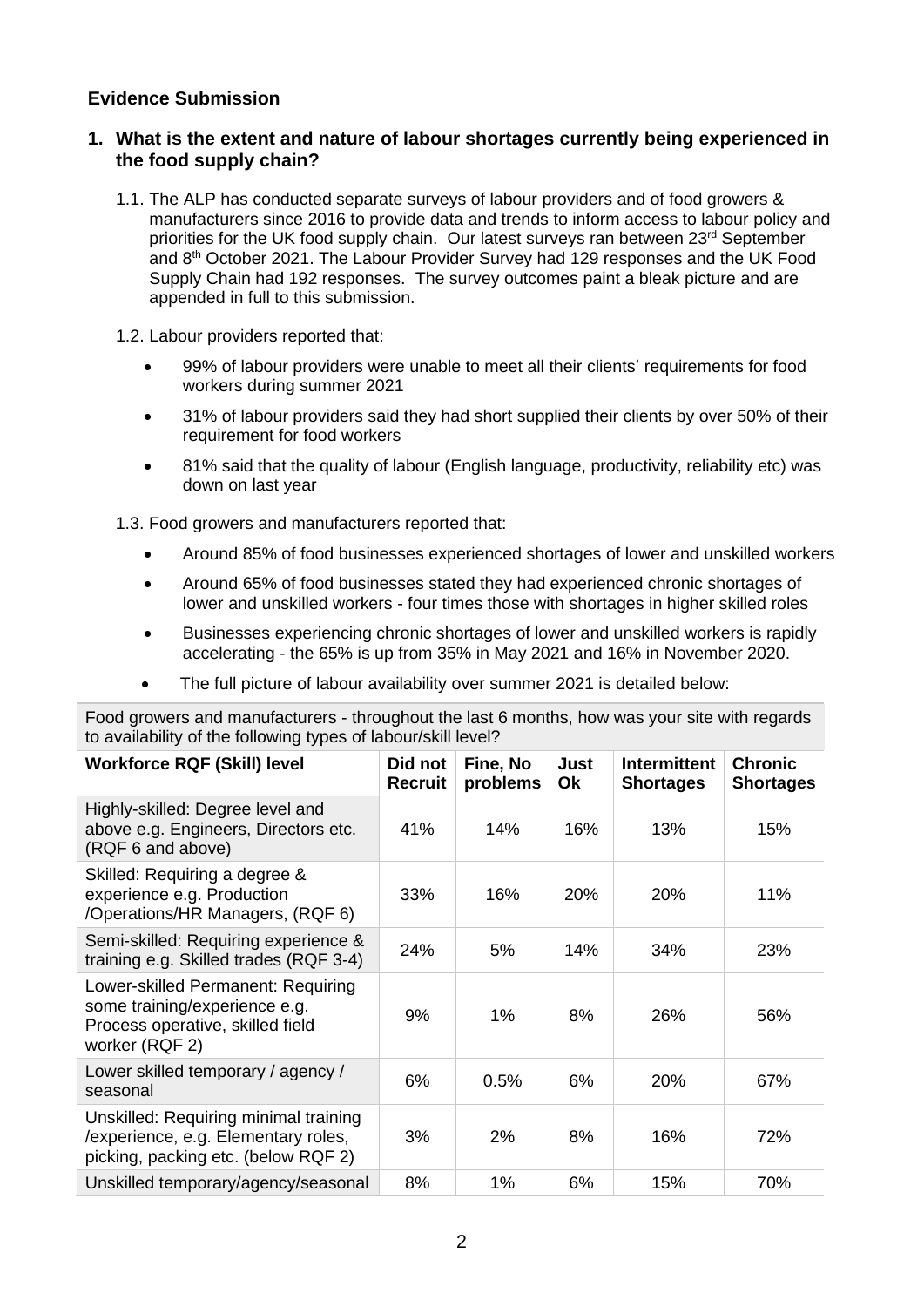## Evidence Submission

### 1. What is the extent and nature of labour shortages currently being experienced in the food supply chain?

1.1. The ALP has conducted separate surveys of labour providers and of food growers & manufacturers since 2016 to provide data and trends to inform access to labour policy and priorities for the UK food supply chain. Our latest surveys ran between 23rd September and 8th October 2021. The Labour Provider Survey had 129 responses and the UK Food Supply Chain had 192 responses. The survey outcomes paint a bleak picture and are appended in full to this submission.

1.2. Labour providers reported that:

- 99% of labour providers were unable to meet all their clients' requirements for food workers during summer 2021
- 31% of labour providers said they had short supplied their clients by over 50% of their requirement for food workers
- 81% said that the quality of labour (English language, productivity, reliability etc) was down on last year

1.3. Food growers and manufacturers reported that:

- Around 85% of food businesses experienced shortages of lower and unskilled workers
- Around 65% of food businesses stated they had experienced chronic shortages of lower and unskilled workers - four times those with shortages in higher skilled roles
- Businesses experiencing chronic shortages of lower and unskilled workers is rapidly accelerating - the 65% is up from 35% in May 2021 and 16% in November 2020.
- The full picture of labour availability over summer 2021 is detailed below:

| Food growers and manufacturers - throughout the last 6 months, how was your site with regards to availability of the following types of labour/skill level? | | | | | |
|---|---|---|---|---|---|
| **Workforce RQF (Skill) level** | **Did not Recruit** | **Fine, No problems** | **Just Ok** | **Intermittent Shortages** | **Chronic Shortages** |
| Highly-skilled: Degree level and above e.g. Engineers, Directors etc. (RQF 6 and above) | 41% | 14% | 16% | 13% | 15% |
| Skilled: Requiring a degree & experience e.g. Production /Operations/HR Managers, (RQF 6) | 33% | 16% | 20% | 20% | 11% |
| Semi-skilled: Requiring experience & training e.g. Skilled trades (RQF 3-4) | 24% | 5% | 14% | 34% | 23% |
| Lower-skilled Permanent: Requiring some training/experience e.g. Process operative, skilled field worker (RQF 2) | 9% | 1% | 8% | 26% | 56% |
| Lower skilled temporary / agency / seasonal | 6% | 0.5% | 6% | 20% | 67% |
| Unskilled: Requiring minimal training /experience, e.g. Elementary roles, picking, packing etc. (below RQF 2) | 3% | 2% | 8% | 16% | 72% |
| Unskilled temporary/agency/seasonal | 8% | 1% | 6% | 15% | 70% |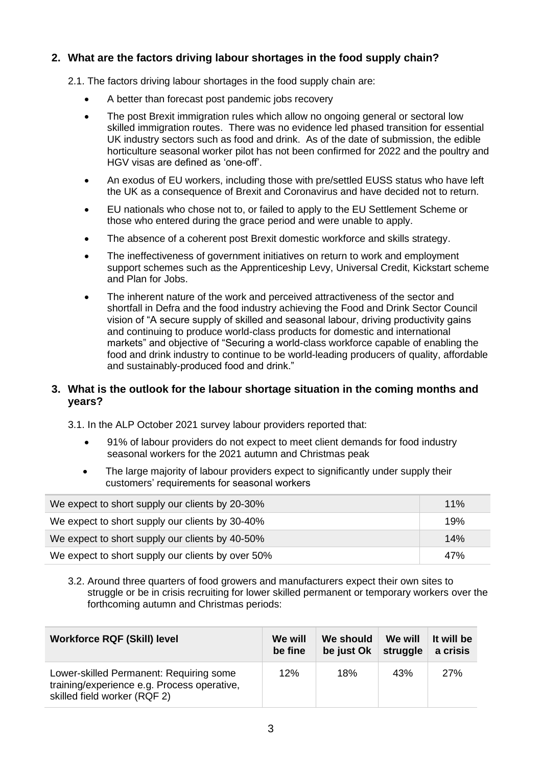## 2. What are the factors driving labour shortages in the food supply chain?

2.1. The factors driving labour shortages in the food supply chain are:

- A better than forecast post pandemic jobs recovery
- The post Brexit immigration rules which allow no ongoing general or sectoral low skilled immigration routes. There was no evidence led phased transition for essential UK industry sectors such as food and drink. As of the date of submission, the edible horticulture seasonal worker pilot has not been confirmed for 2022 and the poultry and HGV visas are defined as 'one-off'.
- An exodus of EU workers, including those with pre/settled EUSS status who have left the UK as a consequence of Brexit and Coronavirus and have decided not to return.
- EU nationals who chose not to, or failed to apply to the EU Settlement Scheme or those who entered during the grace period and were unable to apply.
- The absence of a coherent post Brexit domestic workforce and skills strategy.
- The ineffectiveness of government initiatives on return to work and employment support schemes such as the Apprenticeship Levy, Universal Credit, Kickstart scheme and Plan for Jobs.
- The inherent nature of the work and perceived attractiveness of the sector and shortfall in Defra and the food industry achieving the Food and Drink Sector Council vision of "A secure supply of skilled and seasonal labour, driving productivity gains and continuing to produce world-class products for domestic and international markets" and objective of "Securing a world-class workforce capable of enabling the food and drink industry to continue to be world-leading producers of quality, affordable and sustainably-produced food and drink."

## 3. What is the outlook for the labour shortage situation in the coming months and years?

3.1. In the ALP October 2021 survey labour providers reported that:

- 91% of labour providers do not expect to meet client demands for food industry seasonal workers for the 2021 autumn and Christmas peak
- The large majority of labour providers expect to significantly under supply their customers' requirements for seasonal workers

| | |
|---|---|
| We expect to short supply our clients by 20-30% | 11% |
| We expect to short supply our clients by 30-40% | 19% |
| We expect to short supply our clients by 40-50% | 14% |
| We expect to short supply our clients by over 50% | 47% |

3.2. Around three quarters of food growers and manufacturers expect their own sites to struggle or be in crisis recruiting for lower skilled permanent or temporary workers over the forthcoming autumn and Christmas periods:

| Workforce RQF (Skill) level | We will be fine | We should be just Ok | We will struggle | It will be a crisis |
|---|---|---|---|---|
| Lower-skilled Permanent: Requiring some training/experience e.g. Process operative, skilled field worker (RQF 2) | 12% | 18% | 43% | 27% |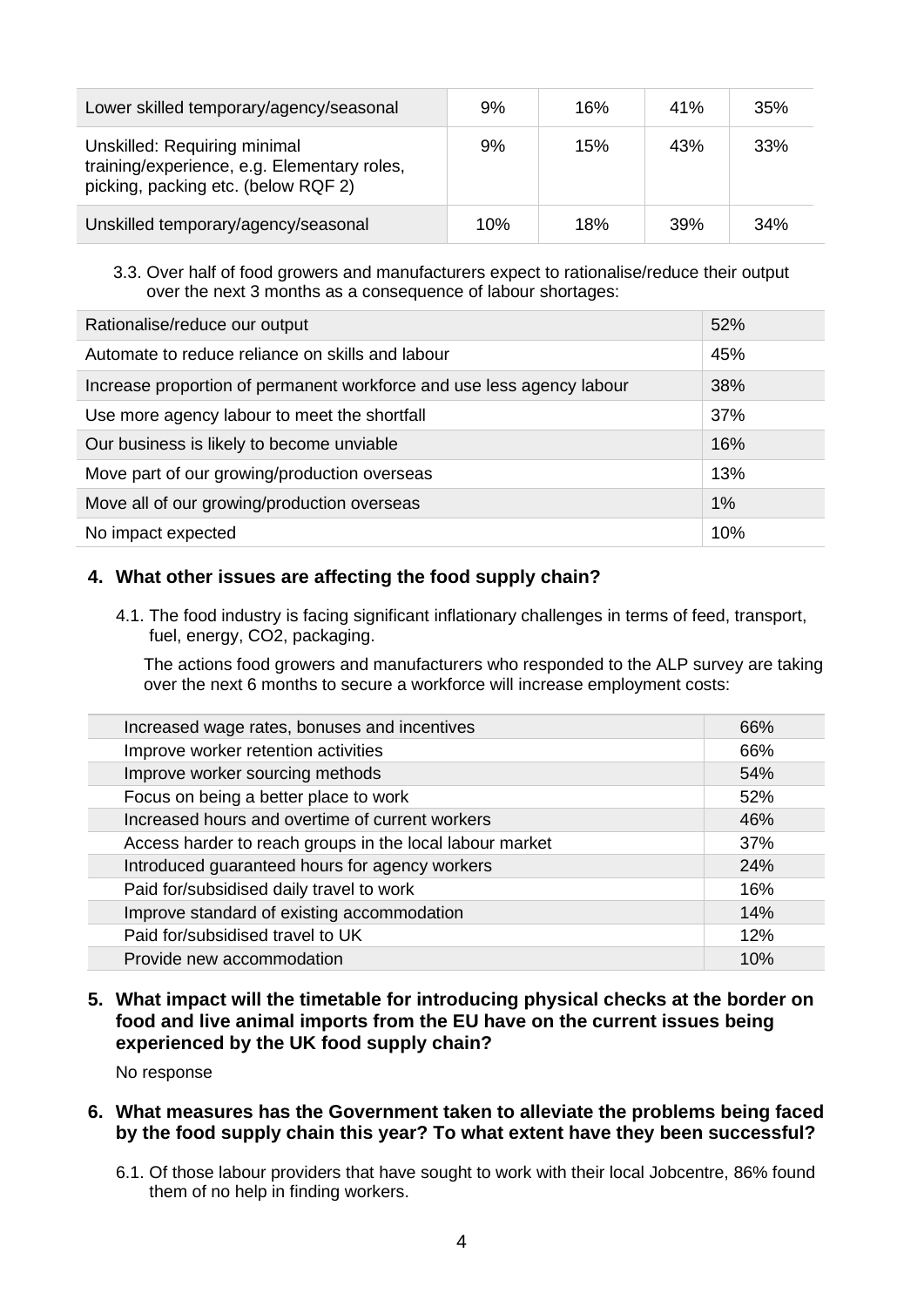| | | | | |
|---|---|---|---|---|
| Lower skilled temporary/agency/seasonal | 9% | 16% | 41% | 35% |
| Unskilled: Requiring minimal training/experience, e.g. Elementary roles, picking, packing etc. (below RQF 2) | 9% | 15% | 43% | 33% |
| Unskilled temporary/agency/seasonal | 10% | 18% | 39% | 34% |

3.3. Over half of food growers and manufacturers expect to rationalise/reduce their output over the next 3 months as a consequence of labour shortages:

| | |
|---|---|
| Rationalise/reduce our output | 52% |
| Automate to reduce reliance on skills and labour | 45% |
| Increase proportion of permanent workforce and use less agency labour | 38% |
| Use more agency labour to meet the shortfall | 37% |
| Our business is likely to become unviable | 16% |
| Move part of our growing/production overseas | 13% |
| Move all of our growing/production overseas | 1% |
| No impact expected | 10% |

## 4. What other issues are affecting the food supply chain?

4.1. The food industry is facing significant inflationary challenges in terms of feed, transport, fuel, energy, $CO_2$, packaging.

The actions food growers and manufacturers who responded to the ALP survey are taking over the next 6 months to secure a workforce will increase employment costs:

| | |
|---|---|
| Increased wage rates, bonuses and incentives | 66% |
| Improve worker retention activities | 66% |
| Improve worker sourcing methods | 54% |
| Focus on being a better place to work | 52% |
| Increased hours and overtime of current workers | 46% |
| Access harder to reach groups in the local labour market | 37% |
| Introduced guaranteed hours for agency workers | 24% |
| Paid for/subsidised daily travel to work | 16% |
| Improve standard of existing accommodation | 14% |
| Paid for/subsidised travel to UK | 12% |
| Provide new accommodation | 10% |

## 5. What impact will the timetable for introducing physical checks at the border on food and live animal imports from the EU have on the current issues being experienced by the UK food supply chain?

No response

## 6. What measures has the Government taken to alleviate the problems being faced by the food supply chain this year? To what extent have they been successful?

6.1. Of those labour providers that have sought to work with their local Jobcentre, 86% found them of no help in finding workers.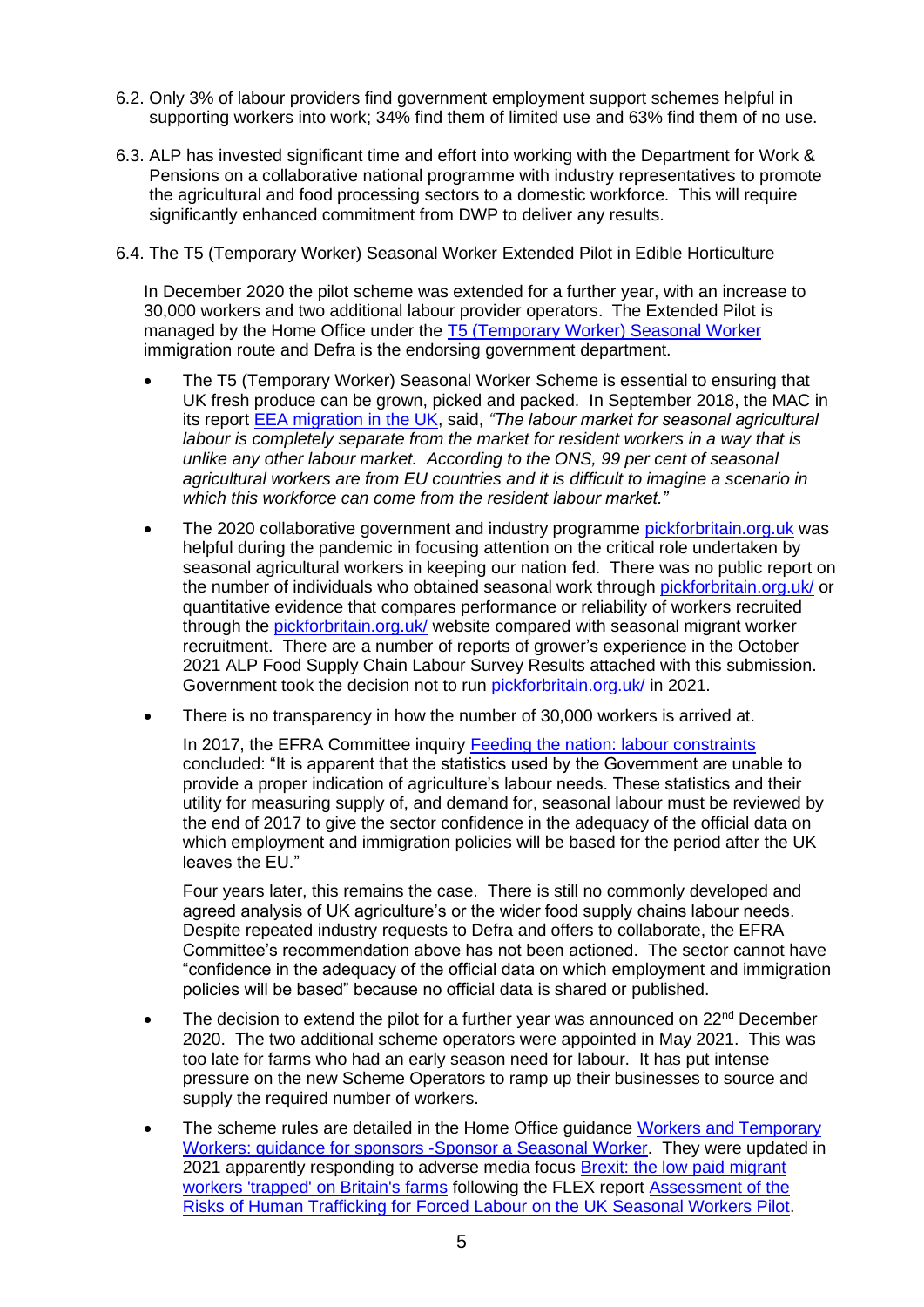6.2. Only 3% of labour providers find government employment support schemes helpful in supporting workers into work; 34% find them of limited use and 63% find them of no use.

6.3. ALP has invested significant time and effort into working with the Department for Work & Pensions on a collaborative national programme with industry representatives to promote the agricultural and food processing sectors to a domestic workforce. This will require significantly enhanced commitment from DWP to deliver any results.

6.4. The T5 (Temporary Worker) Seasonal Worker Extended Pilot in Edible Horticulture

In December 2020 the pilot scheme was extended for a further year, with an increase to 30,000 workers and two additional labour provider operators. The Extended Pilot is managed by the Home Office under the T5 (Temporary Worker) Seasonal Worker immigration route and Defra is the endorsing government department.

- The T5 (Temporary Worker) Seasonal Worker Scheme is essential to ensuring that UK fresh produce can be grown, picked and packed. In September 2018, the MAC in its report EEA migration in the UK, said, *"The labour market for seasonal agricultural labour is completely separate from the market for resident workers in a way that is unlike any other labour market. According to the ONS, 99 per cent of seasonal agricultural workers are from EU countries and it is difficult to imagine a scenario in which this workforce can come from the resident labour market."*

- The 2020 collaborative government and industry programme pickforbritain.org.uk was helpful during the pandemic in focusing attention on the critical role undertaken by seasonal agricultural workers in keeping our nation fed. There was no public report on the number of individuals who obtained seasonal work through pickforbritain.org.uk/ or quantitative evidence that compares performance or reliability of workers recruited through the pickforbritain.org.uk/ website compared with seasonal migrant worker recruitment. There are a number of reports of grower's experience in the October 2021 ALP Food Supply Chain Labour Survey Results attached with this submission. Government took the decision not to run pickforbritain.org.uk/ in 2021.

- There is no transparency in how the number of 30,000 workers is arrived at.

  In 2017, the EFRA Committee inquiry Feeding the nation: labour constraints concluded: "It is apparent that the statistics used by the Government are unable to provide a proper indication of agriculture's labour needs. These statistics and their utility for measuring supply of, and demand for, seasonal labour must be reviewed by the end of 2017 to give the sector confidence in the adequacy of the official data on which employment and immigration policies will be based for the period after the UK leaves the EU."

  Four years later, this remains the case. There is still no commonly developed and agreed analysis of UK agriculture's or the wider food supply chains labour needs. Despite repeated industry requests to Defra and offers to collaborate, the EFRA Committee's recommendation above has not been actioned. The sector cannot have "confidence in the adequacy of the official data on which employment and immigration policies will be based" because no official data is shared or published.

- The decision to extend the pilot for a further year was announced on 22nd December 2020. The two additional scheme operators were appointed in May 2021. This was too late for farms who had an early season need for labour. It has put intense pressure on the new Scheme Operators to ramp up their businesses to source and supply the required number of workers.

- The scheme rules are detailed in the Home Office guidance Workers and Temporary Workers: guidance for sponsors -Sponsor a Seasonal Worker. They were updated in 2021 apparently responding to adverse media focus Brexit: the low paid migrant workers 'trapped' on Britain's farms following the FLEX report Assessment of the Risks of Human Trafficking for Forced Labour on the UK Seasonal Workers Pilot.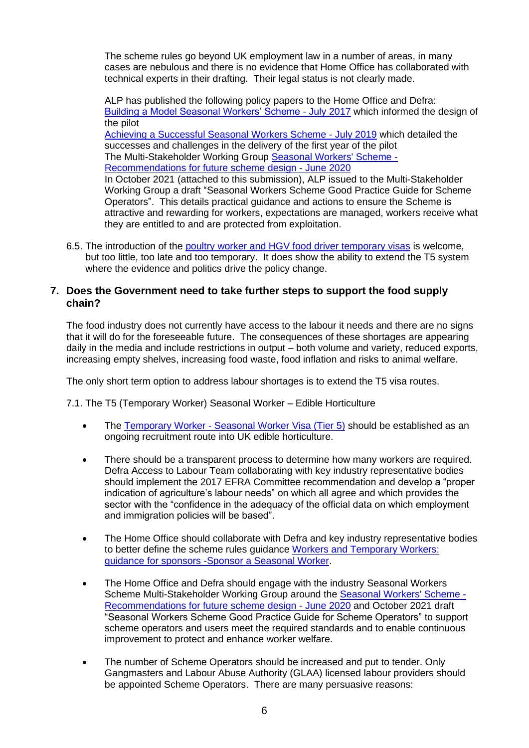The scheme rules go beyond UK employment law in a number of areas, in many cases are nebulous and there is no evidence that Home Office has collaborated with technical experts in their drafting. Their legal status is not clearly made.

ALP has published the following policy papers to the Home Office and Defra:
Building a Model Seasonal Workers' Scheme - July 2017 which informed the design of the pilot
Achieving a Successful Seasonal Workers Scheme - July 2019 which detailed the successes and challenges in the delivery of the first year of the pilot
The Multi-Stakeholder Working Group Seasonal Workers' Scheme - Recommendations for future scheme design - June 2020
In October 2021 (attached to this submission), ALP issued to the Multi-Stakeholder Working Group a draft "Seasonal Workers Scheme Good Practice Guide for Scheme Operators". This details practical guidance and actions to ensure the Scheme is attractive and rewarding for workers, expectations are managed, workers receive what they are entitled to and are protected from exploitation.

6.5. The introduction of the poultry worker and HGV food driver temporary visas is welcome, but too little, too late and too temporary. It does show the ability to extend the T5 system where the evidence and politics drive the policy change.

## 7. Does the Government need to take further steps to support the food supply chain?

The food industry does not currently have access to the labour it needs and there are no signs that it will do for the foreseeable future. The consequences of these shortages are appearing daily in the media and include restrictions in output – both volume and variety, reduced exports, increasing empty shelves, increasing food waste, food inflation and risks to animal welfare.

The only short term option to address labour shortages is to extend the T5 visa routes.

7.1. The T5 (Temporary Worker) Seasonal Worker – Edible Horticulture

- The Temporary Worker - Seasonal Worker Visa (Tier 5) should be established as an ongoing recruitment route into UK edible horticulture.
- There should be a transparent process to determine how many workers are required. Defra Access to Labour Team collaborating with key industry representative bodies should implement the 2017 EFRA Committee recommendation and develop a "proper indication of agriculture's labour needs" on which all agree and which provides the sector with the "confidence in the adequacy of the official data on which employment and immigration policies will be based".
- The Home Office should collaborate with Defra and key industry representative bodies to better define the scheme rules guidance Workers and Temporary Workers: guidance for sponsors -Sponsor a Seasonal Worker.
- The Home Office and Defra should engage with the industry Seasonal Workers Scheme Multi-Stakeholder Working Group around the Seasonal Workers' Scheme - Recommendations for future scheme design - June 2020 and October 2021 draft "Seasonal Workers Scheme Good Practice Guide for Scheme Operators" to support scheme operators and users meet the required standards and to enable continuous improvement to protect and enhance worker welfare.
- The number of Scheme Operators should be increased and put to tender. Only Gangmasters and Labour Abuse Authority (GLAA) licensed labour providers should be appointed Scheme Operators. There are many persuasive reasons: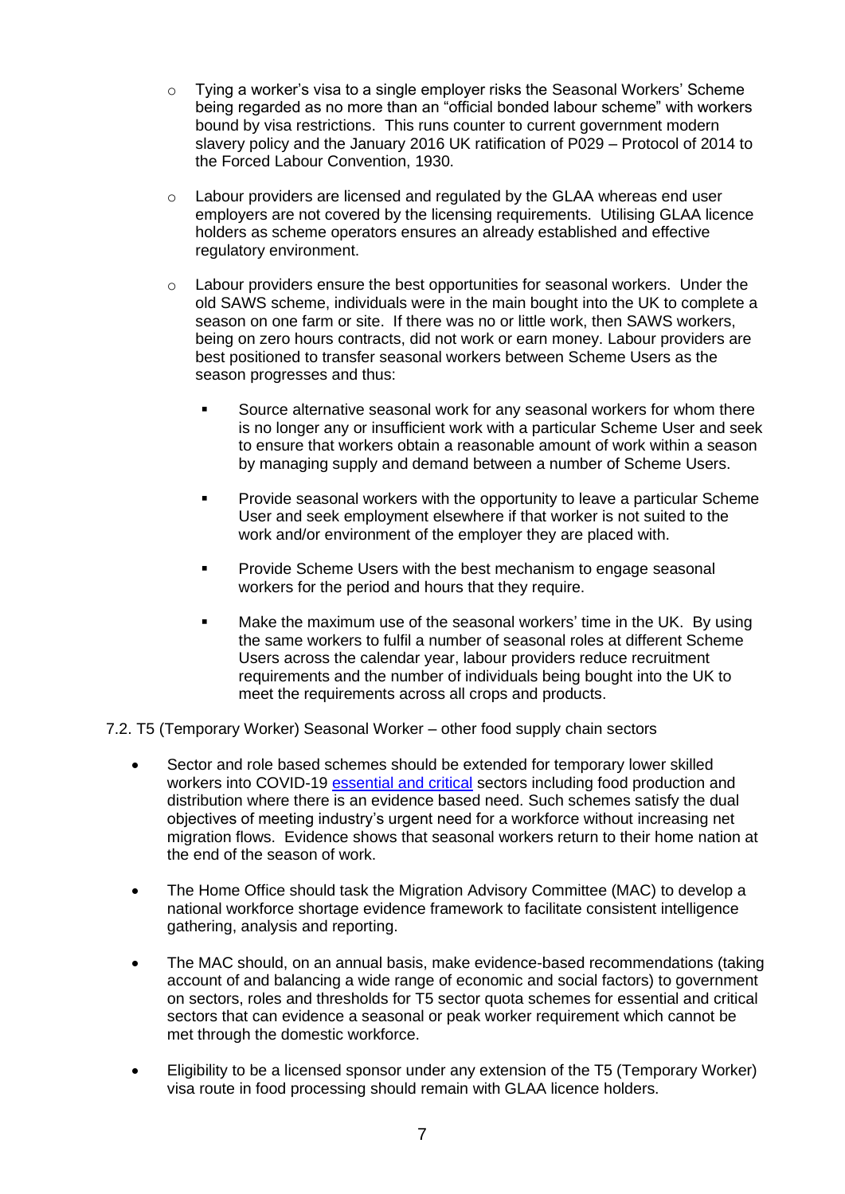- Tying a worker's visa to a single employer risks the Seasonal Workers' Scheme being regarded as no more than an "official bonded labour scheme" with workers bound by visa restrictions. This runs counter to current government modern slavery policy and the January 2016 UK ratification of P029 – Protocol of 2014 to the Forced Labour Convention, 1930.

- Labour providers are licensed and regulated by the GLAA whereas end user employers are not covered by the licensing requirements. Utilising GLAA licence holders as scheme operators ensures an already established and effective regulatory environment.

- Labour providers ensure the best opportunities for seasonal workers. Under the old SAWS scheme, individuals were in the main bought into the UK to complete a season on one farm or site. If there was no or little work, then SAWS workers, being on zero hours contracts, did not work or earn money. Labour providers are best positioned to transfer seasonal workers between Scheme Users as the season progresses and thus:

  - Source alternative seasonal work for any seasonal workers for whom there is no longer any or insufficient work with a particular Scheme User and seek to ensure that workers obtain a reasonable amount of work within a season by managing supply and demand between a number of Scheme Users.

  - Provide seasonal workers with the opportunity to leave a particular Scheme User and seek employment elsewhere if that worker is not suited to the work and/or environment of the employer they are placed with.

  - Provide Scheme Users with the best mechanism to engage seasonal workers for the period and hours that they require.

  - Make the maximum use of the seasonal workers' time in the UK. By using the same workers to fulfil a number of seasonal roles at different Scheme Users across the calendar year, labour providers reduce recruitment requirements and the number of individuals being bought into the UK to meet the requirements across all crops and products.

7.2. T5 (Temporary Worker) Seasonal Worker – other food supply chain sectors

- Sector and role based schemes should be extended for temporary lower skilled workers into COVID-19 essential and critical sectors including food production and distribution where there is an evidence based need. Such schemes satisfy the dual objectives of meeting industry's urgent need for a workforce without increasing net migration flows. Evidence shows that seasonal workers return to their home nation at the end of the season of work.

- The Home Office should task the Migration Advisory Committee (MAC) to develop a national workforce shortage evidence framework to facilitate consistent intelligence gathering, analysis and reporting.

- The MAC should, on an annual basis, make evidence-based recommendations (taking account of and balancing a wide range of economic and social factors) to government on sectors, roles and thresholds for T5 sector quota schemes for essential and critical sectors that can evidence a seasonal or peak worker requirement which cannot be met through the domestic workforce.

- Eligibility to be a licensed sponsor under any extension of the T5 (Temporary Worker) visa route in food processing should remain with GLAA licence holders.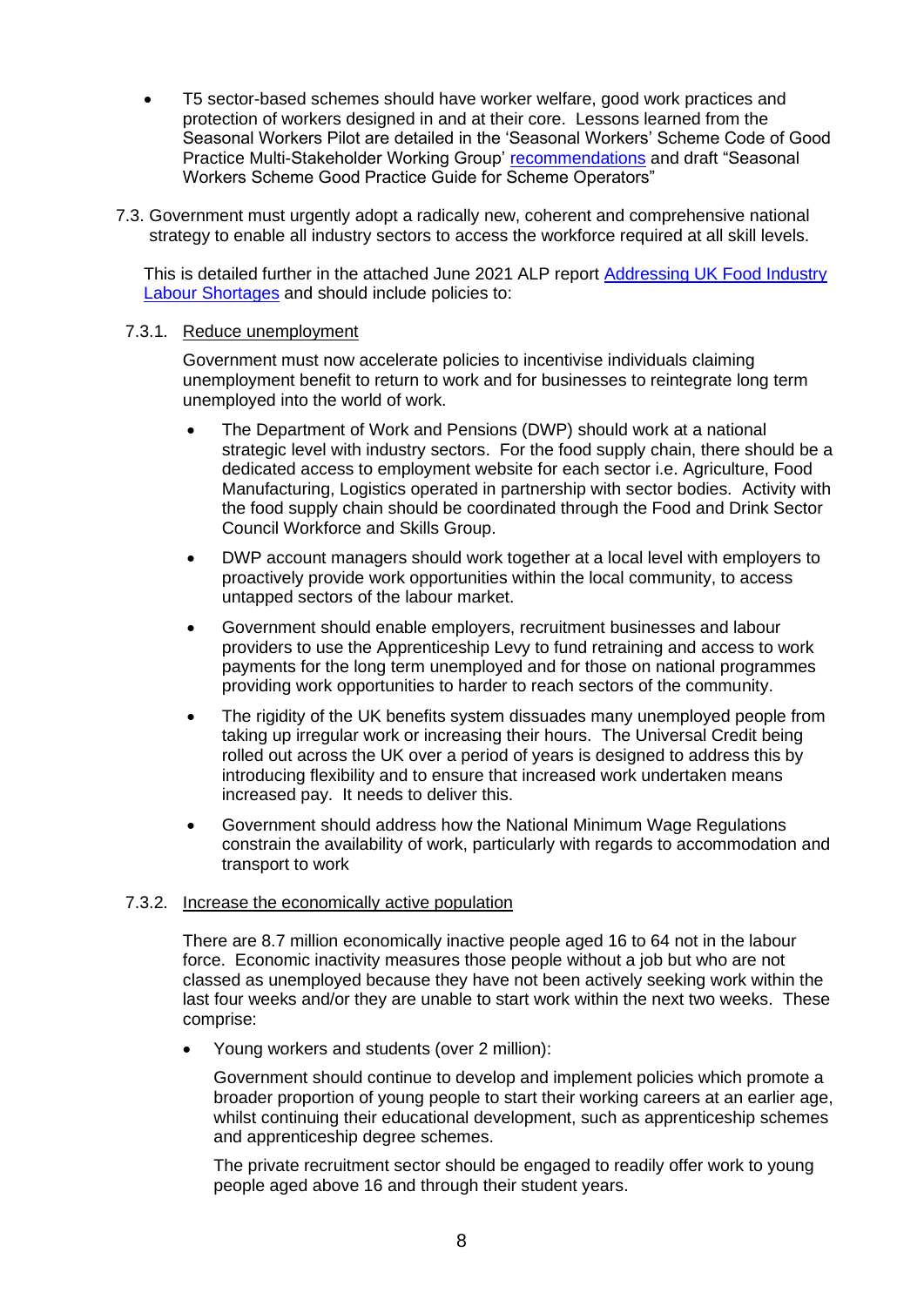- T5 sector-based schemes should have worker welfare, good work practices and protection of workers designed in and at their core. Lessons learned from the Seasonal Workers Pilot are detailed in the 'Seasonal Workers' Scheme Code of Good Practice Multi-Stakeholder Working Group' recommendations and draft "Seasonal Workers Scheme Good Practice Guide for Scheme Operators"

7.3. Government must urgently adopt a radically new, coherent and comprehensive national strategy to enable all industry sectors to access the workforce required at all skill levels.

This is detailed further in the attached June 2021 ALP report Addressing UK Food Industry Labour Shortages and should include policies to:

7.3.1. Reduce unemployment

Government must now accelerate policies to incentivise individuals claiming unemployment benefit to return to work and for businesses to reintegrate long term unemployed into the world of work.

- The Department of Work and Pensions (DWP) should work at a national strategic level with industry sectors. For the food supply chain, there should be a dedicated access to employment website for each sector i.e. Agriculture, Food Manufacturing, Logistics operated in partnership with sector bodies. Activity with the food supply chain should be coordinated through the Food and Drink Sector Council Workforce and Skills Group.
- DWP account managers should work together at a local level with employers to proactively provide work opportunities within the local community, to access untapped sectors of the labour market.
- Government should enable employers, recruitment businesses and labour providers to use the Apprenticeship Levy to fund retraining and access to work payments for the long term unemployed and for those on national programmes providing work opportunities to harder to reach sectors of the community.
- The rigidity of the UK benefits system dissuades many unemployed people from taking up irregular work or increasing their hours. The Universal Credit being rolled out across the UK over a period of years is designed to address this by introducing flexibility and to ensure that increased work undertaken means increased pay. It needs to deliver this.
- Government should address how the National Minimum Wage Regulations constrain the availability of work, particularly with regards to accommodation and transport to work

7.3.2. Increase the economically active population

There are 8.7 million economically inactive people aged 16 to 64 not in the labour force. Economic inactivity measures those people without a job but who are not classed as unemployed because they have not been actively seeking work within the last four weeks and/or they are unable to start work within the next two weeks. These comprise:

- Young workers and students (over 2 million):

  Government should continue to develop and implement policies which promote a broader proportion of young people to start their working careers at an earlier age, whilst continuing their educational development, such as apprenticeship schemes and apprenticeship degree schemes.

  The private recruitment sector should be engaged to readily offer work to young people aged above 16 and through their student years.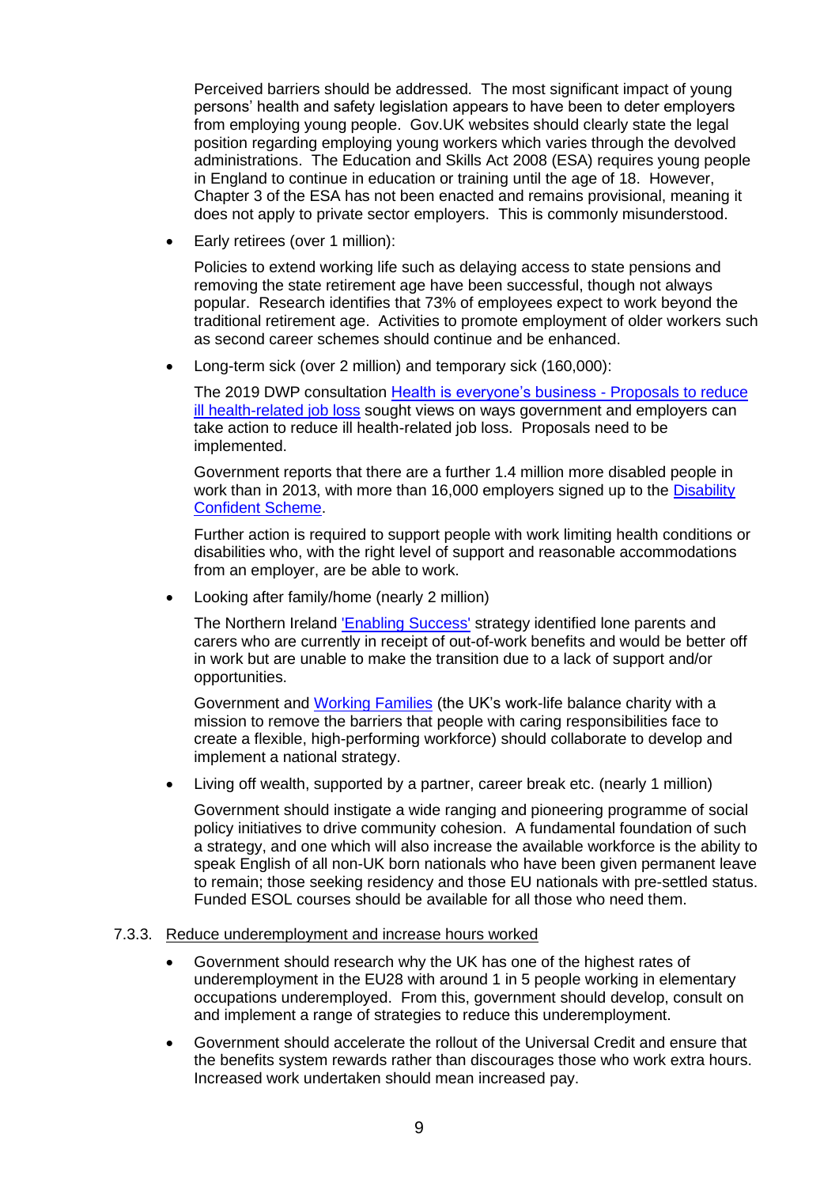Perceived barriers should be addressed. The most significant impact of young persons' health and safety legislation appears to have been to deter employers from employing young people. Gov.UK websites should clearly state the legal position regarding employing young workers which varies through the devolved administrations. The Education and Skills Act 2008 (ESA) requires young people in England to continue in education or training until the age of 18. However, Chapter 3 of the ESA has not been enacted and remains provisional, meaning it does not apply to private sector employers. This is commonly misunderstood.

- Early retirees (over 1 million):

  Policies to extend working life such as delaying access to state pensions and removing the state retirement age have been successful, though not always popular. Research identifies that 73% of employees expect to work beyond the traditional retirement age. Activities to promote employment of older workers such as second career schemes should continue and be enhanced.

- Long-term sick (over 2 million) and temporary sick (160,000):

  The 2019 DWP consultation [Health is everyone's business - Proposals to reduce ill health-related job loss]() sought views on ways government and employers can take action to reduce ill health-related job loss. Proposals need to be implemented.

  Government reports that there are a further 1.4 million more disabled people in work than in 2013, with more than 16,000 employers signed up to the [Disability Confident Scheme]().

  Further action is required to support people with work limiting health conditions or disabilities who, with the right level of support and reasonable accommodations from an employer, are be able to work.

- Looking after family/home (nearly 2 million)

  The Northern Ireland ['Enabling Success']() strategy identified lone parents and carers who are currently in receipt of out-of-work benefits and would be better off in work but are unable to make the transition due to a lack of support and/or opportunities.

  Government and [Working Families]() (the UK's work-life balance charity with a mission to remove the barriers that people with caring responsibilities face to create a flexible, high-performing workforce) should collaborate to develop and implement a national strategy.

- Living off wealth, supported by a partner, career break etc. (nearly 1 million)

  Government should instigate a wide ranging and pioneering programme of social policy initiatives to drive community cohesion. A fundamental foundation of such a strategy, and one which will also increase the available workforce is the ability to speak English of all non-UK born nationals who have been given permanent leave to remain; those seeking residency and those EU nationals with pre-settled status. Funded ESOL courses should be available for all those who need them.

#### 7.3.3. Reduce underemployment and increase hours worked

- Government should research why the UK has one of the highest rates of underemployment in the EU28 with around 1 in 5 people working in elementary occupations underemployed. From this, government should develop, consult on and implement a range of strategies to reduce this underemployment.

- Government should accelerate the rollout of the Universal Credit and ensure that the benefits system rewards rather than discourages those who work extra hours. Increased work undertaken should mean increased pay.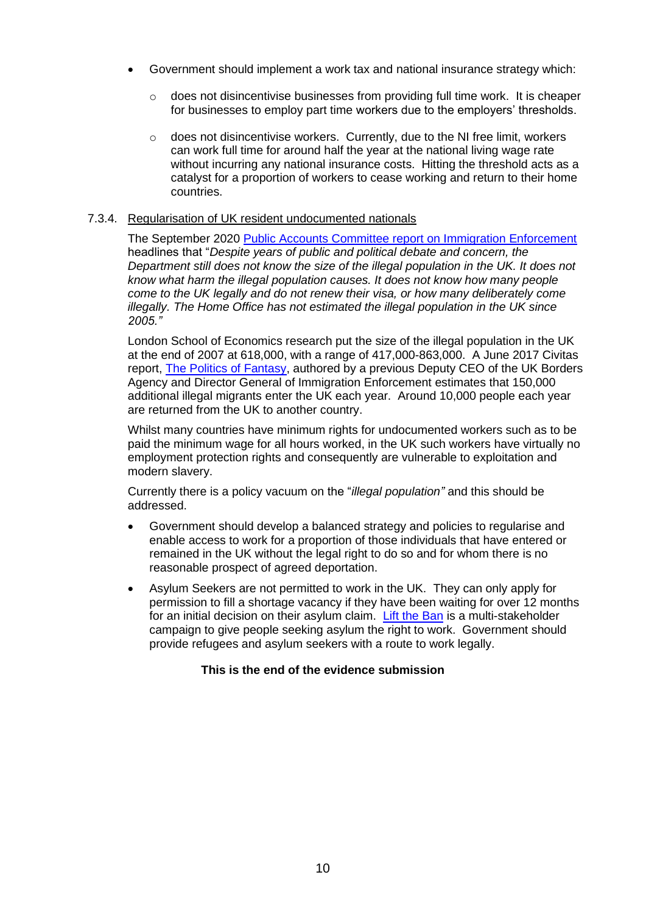- Government should implement a work tax and national insurance strategy which:
  - does not disincentivise businesses from providing full time work. It is cheaper for businesses to employ part time workers due to the employers' thresholds.
  - does not disincentivise workers. Currently, due to the NI free limit, workers can work full time for around half the year at the national living wage rate without incurring any national insurance costs. Hitting the threshold acts as a catalyst for a proportion of workers to cease working and return to their home countries.

### 7.3.4. Regularisation of UK resident undocumented nationals

The September 2020 [Public Accounts Committee report on Immigration Enforcement](#) headlines that "*Despite years of public and political debate and concern, the Department still does not know the size of the illegal population in the UK. It does not know what harm the illegal population causes. It does not know how many people come to the UK legally and do not renew their visa, or how many deliberately come illegally. The Home Office has not estimated the illegal population in the UK since 2005.*"

London School of Economics research put the size of the illegal population in the UK at the end of 2007 at 618,000, with a range of 417,000-863,000. A June 2017 Civitas report, [The Politics of Fantasy](#), authored by a previous Deputy CEO of the UK Borders Agency and Director General of Immigration Enforcement estimates that 150,000 additional illegal migrants enter the UK each year. Around 10,000 people each year are returned from the UK to another country.

Whilst many countries have minimum rights for undocumented workers such as to be paid the minimum wage for all hours worked, in the UK such workers have virtually no employment protection rights and consequently are vulnerable to exploitation and modern slavery.

Currently there is a policy vacuum on the "*illegal population*" and this should be addressed.

- Government should develop a balanced strategy and policies to regularise and enable access to work for a proportion of those individuals that have entered or remained in the UK without the legal right to do so and for whom there is no reasonable prospect of agreed deportation.
- Asylum Seekers are not permitted to work in the UK. They can only apply for permission to fill a shortage vacancy if they have been waiting for over 12 months for an initial decision on their asylum claim. [Lift the Ban](#) is a multi-stakeholder campaign to give people seeking asylum the right to work. Government should provide refugees and asylum seekers with a route to work legally.

**This is the end of the evidence submission**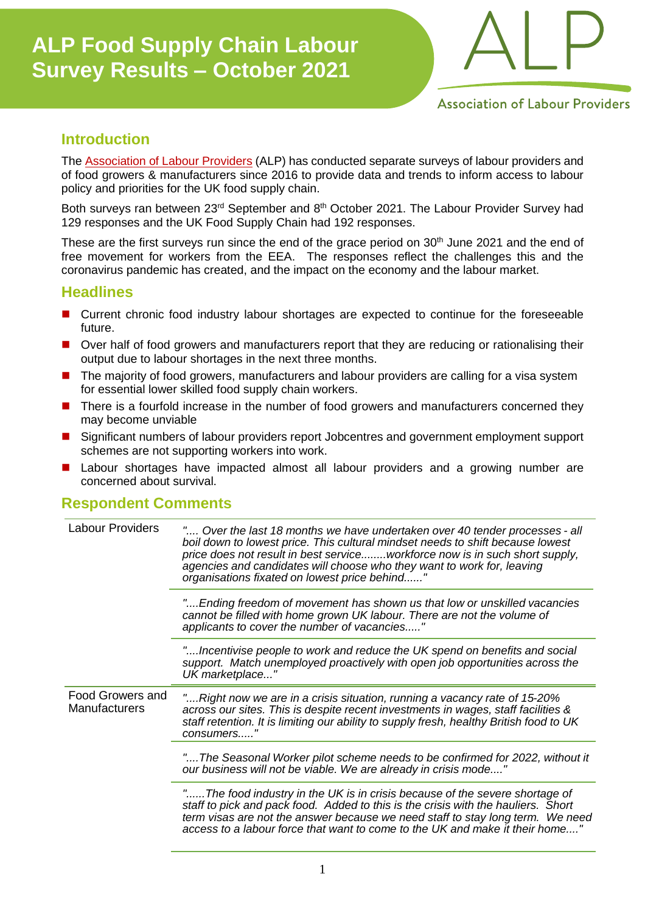# ALP Food Supply Chain Labour Survey Results – October 2021

Association of Labour Providers

## Introduction

The Association of Labour Providers (ALP) has conducted separate surveys of labour providers and of food growers & manufacturers since 2016 to provide data and trends to inform access to labour policy and priorities for the UK food supply chain.

Both surveys ran between 23rd September and 8th October 2021. The Labour Provider Survey had 129 responses and the UK Food Supply Chain had 192 responses.

These are the first surveys run since the end of the grace period on 30th June 2021 and the end of free movement for workers from the EEA. The responses reflect the challenges this and the coronavirus pandemic has created, and the impact on the economy and the labour market.

## Headlines

- Current chronic food industry labour shortages are expected to continue for the foreseeable future.
- Over half of food growers and manufacturers report that they are reducing or rationalising their output due to labour shortages in the next three months.
- The majority of food growers, manufacturers and labour providers are calling for a visa system for essential lower skilled food supply chain workers.
- There is a fourfold increase in the number of food growers and manufacturers concerned they may become unviable
- Significant numbers of labour providers report Jobcentres and government employment support schemes are not supporting workers into work.
- Labour shortages have impacted almost all labour providers and a growing number are concerned about survival.

## Respondent Comments

| | |
|---|---|
| Labour Providers | *".... Over the last 18 months we have undertaken over 40 tender processes - all boil down to lowest price. This cultural mindset needs to shift because lowest price does not result in best service........workforce now is in such short supply, agencies and candidates will choose who they want to work for, leaving organisations fixated on lowest price behind......"* |
| | *"....Ending freedom of movement has shown us that low or unskilled vacancies cannot be filled with home grown UK labour. There are not the volume of applicants to cover the number of vacancies....."* |
| | *"....Incentivise people to work and reduce the UK spend on benefits and social support. Match unemployed proactively with open job opportunities across the UK marketplace..."* |
| Food Growers and Manufacturers | *"....Right now we are in a crisis situation, running a vacancy rate of 15-20% across our sites. This is despite recent investments in wages, staff facilities & staff retention. It is limiting our ability to supply fresh, healthy British food to UK consumers....."* |
| | *"....The Seasonal Worker pilot scheme needs to be confirmed for 2022, without it our business will not be viable. We are already in crisis mode...."* |
| | *"......The food industry in the UK is in crisis because of the severe shortage of staff to pick and pack food. Added to this is the crisis with the hauliers. Short term visas are not the answer because we need staff to stay long term. We need access to a labour force that want to come to the UK and make it their home...."* |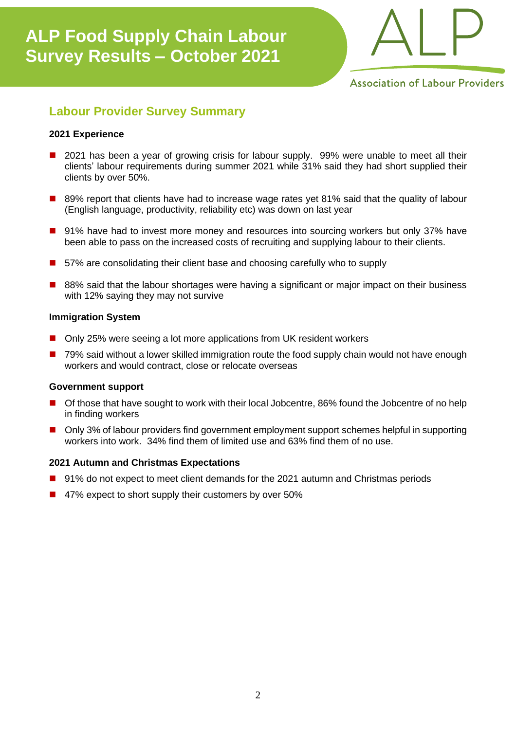# ALP Food Supply Chain Labour Survey Results – October 2021

Association of Labour Providers

## Labour Provider Survey Summary

**2021 Experience**

- 2021 has been a year of growing crisis for labour supply. 99% were unable to meet all their clients' labour requirements during summer 2021 while 31% said they had short supplied their clients by over 50%.
- 89% report that clients have had to increase wage rates yet 81% said that the quality of labour (English language, productivity, reliability etc) was down on last year
- 91% have had to invest more money and resources into sourcing workers but only 37% have been able to pass on the increased costs of recruiting and supplying labour to their clients.
- 57% are consolidating their client base and choosing carefully who to supply
- 88% said that the labour shortages were having a significant or major impact on their business with 12% saying they may not survive

**Immigration System**

- Only 25% were seeing a lot more applications from UK resident workers
- 79% said without a lower skilled immigration route the food supply chain would not have enough workers and would contract, close or relocate overseas

**Government support**

- Of those that have sought to work with their local Jobcentre, 86% found the Jobcentre of no help in finding workers
- Only 3% of labour providers find government employment support schemes helpful in supporting workers into work. 34% find them of limited use and 63% find them of no use.

**2021 Autumn and Christmas Expectations**

- 91% do not expect to meet client demands for the 2021 autumn and Christmas periods
- 47% expect to short supply their customers by over 50%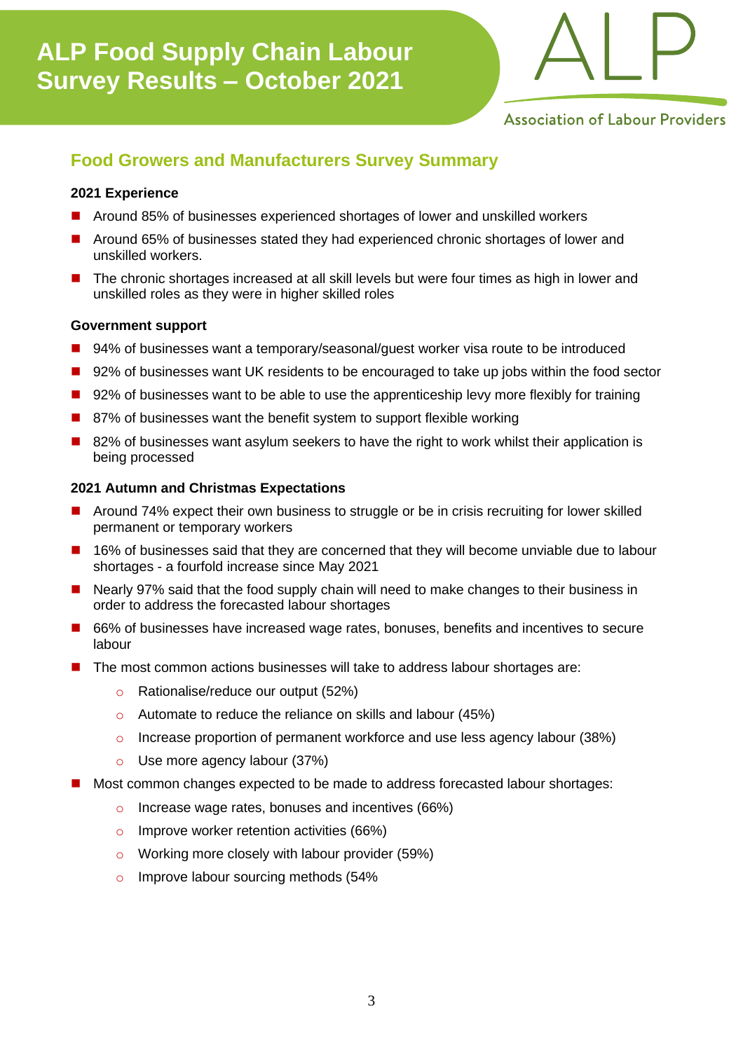# ALP Food Supply Chain Labour Survey Results – October 2021

Association of Labour Providers

## Food Growers and Manufacturers Survey Summary

**2021 Experience**

- Around 85% of businesses experienced shortages of lower and unskilled workers
- Around 65% of businesses stated they had experienced chronic shortages of lower and unskilled workers.
- The chronic shortages increased at all skill levels but were four times as high in lower and unskilled roles as they were in higher skilled roles

**Government support**

- 94% of businesses want a temporary/seasonal/guest worker visa route to be introduced
- 92% of businesses want UK residents to be encouraged to take up jobs within the food sector
- 92% of businesses want to be able to use the apprenticeship levy more flexibly for training
- 87% of businesses want the benefit system to support flexible working
- 82% of businesses want asylum seekers to have the right to work whilst their application is being processed

**2021 Autumn and Christmas Expectations**

- Around 74% expect their own business to struggle or be in crisis recruiting for lower skilled permanent or temporary workers
- 16% of businesses said that they are concerned that they will become unviable due to labour shortages - a fourfold increase since May 2021
- Nearly 97% said that the food supply chain will need to make changes to their business in order to address the forecasted labour shortages
- 66% of businesses have increased wage rates, bonuses, benefits and incentives to secure labour
- The most common actions businesses will take to address labour shortages are:
  - Rationalise/reduce our output (52%)
  - Automate to reduce the reliance on skills and labour (45%)
  - Increase proportion of permanent workforce and use less agency labour (38%)
  - Use more agency labour (37%)
- Most common changes expected to be made to address forecasted labour shortages:
  - Increase wage rates, bonuses and incentives (66%)
  - Improve worker retention activities (66%)
  - Working more closely with labour provider (59%)
  - Improve labour sourcing methods (54%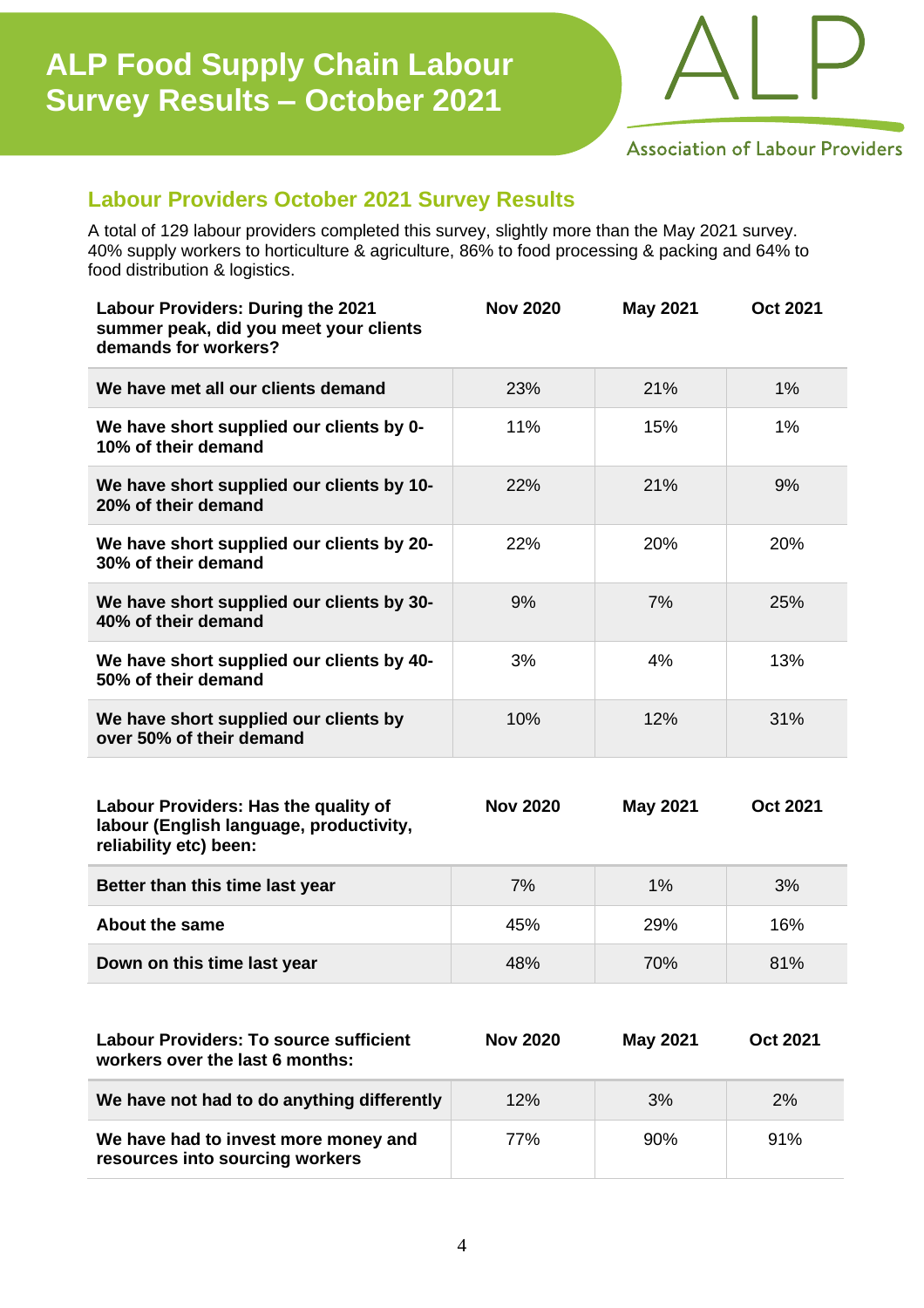# ALP Food Supply Chain Labour Survey Results – October 2021

Association of Labour Providers

## Labour Providers October 2021 Survey Results

A total of 129 labour providers completed this survey, slightly more than the May 2021 survey. 40% supply workers to horticulture & agriculture, 86% to food processing & packing and 64% to food distribution & logistics.

| Labour Providers: During the 2021 summer peak, did you meet your clients demands for workers? | Nov 2020 | May 2021 | Oct 2021 |
|---|---|---|---|
| We have met all our clients demand | 23% | 21% | 1% |
| We have short supplied our clients by 0-10% of their demand | 11% | 15% | 1% |
| We have short supplied our clients by 10-20% of their demand | 22% | 21% | 9% |
| We have short supplied our clients by 20-30% of their demand | 22% | 20% | 20% |
| We have short supplied our clients by 30-40% of their demand | 9% | 7% | 25% |
| We have short supplied our clients by 40-50% of their demand | 3% | 4% | 13% |
| We have short supplied our clients by over 50% of their demand | 10% | 12% | 31% |

| Labour Providers: Has the quality of labour (English language, productivity, reliability etc) been: | Nov 2020 | May 2021 | Oct 2021 |
|---|---|---|---|
| Better than this time last year | 7% | 1% | 3% |
| About the same | 45% | 29% | 16% |
| Down on this time last year | 48% | 70% | 81% |

| Labour Providers: To source sufficient workers over the last 6 months: | Nov 2020 | May 2021 | Oct 2021 |
|---|---|---|---|
| We have not had to do anything differently | 12% | 3% | 2% |
| We have had to invest more money and resources into sourcing workers | 77% | 90% | 91% |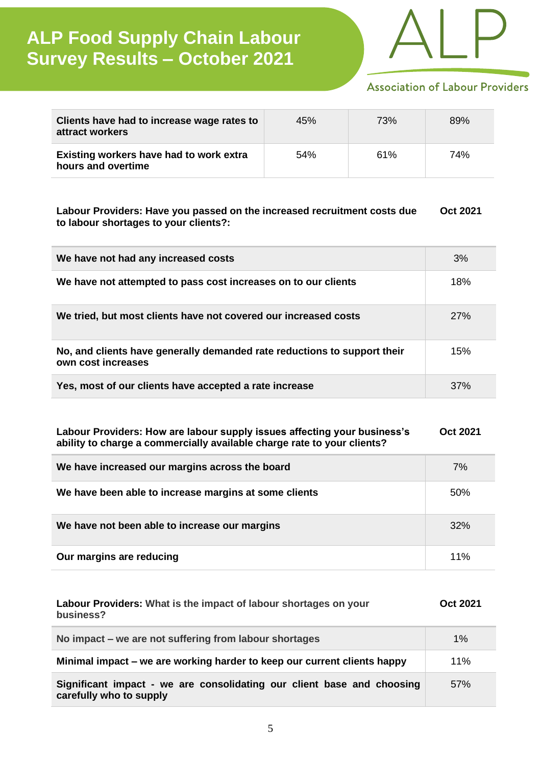| Clients have had to increase wage rates to attract workers | 45% | 73% | 89% |
|---|---|---|---|
| **Existing workers have had to work extra hours and overtime** | 54% | 61% | 74% |

| Labour Providers: Have you passed on the increased recruitment costs due to labour shortages to your clients?: | Oct 2021 |
|---|---|
| We have not had any increased costs | 3% |
| We have not attempted to pass cost increases on to our clients | 18% |
| We tried, but most clients have not covered our increased costs | 27% |
| No, and clients have generally demanded rate reductions to support their own cost increases | 15% |
| Yes, most of our clients have accepted a rate increase | 37% |

| Labour Providers: How are labour supply issues affecting your business's ability to charge a commercially available charge rate to your clients? | Oct 2021 |
|---|---|
| We have increased our margins across the board | 7% |
| We have been able to increase margins at some clients | 50% |
| We have not been able to increase our margins | 32% |
| Our margins are reducing | 11% |

| Labour Providers: What is the impact of labour shortages on your business? | Oct 2021 |
|---|---|
| No impact – we are not suffering from labour shortages | 1% |
| Minimal impact – we are working harder to keep our current clients happy | 11% |
| Significant impact - we are consolidating our client base and choosing carefully who to supply | 57% |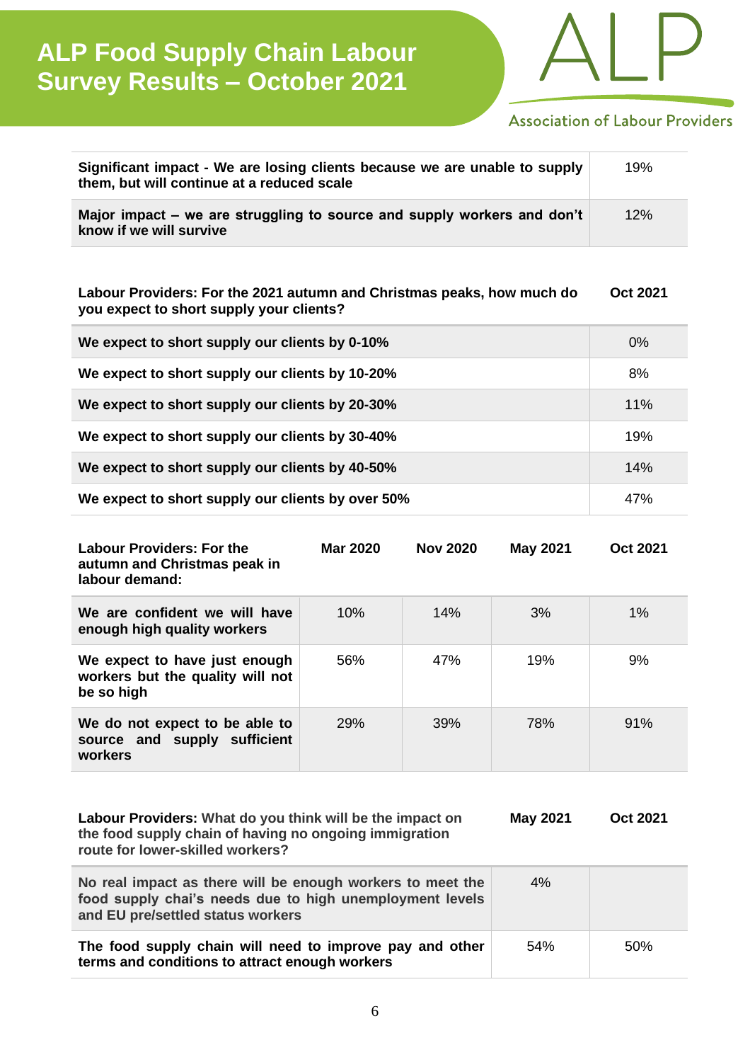# ALP Food Supply Chain Labour Survey Results – October 2021

| | |
|---|---|
| **Significant impact - We are losing clients because we are unable to supply them, but will continue at a reduced scale** | 19% |
| **Major impact – we are struggling to source and supply workers and don't know if we will survive** | 12% |

| **Labour Providers: For the 2021 autumn and Christmas peaks, how much do you expect to short supply your clients?** | **Oct 2021** |
|---|---|
| **We expect to short supply our clients by 0-10%** | 0% |
| **We expect to short supply our clients by 10-20%** | 8% |
| **We expect to short supply our clients by 20-30%** | 11% |
| **We expect to short supply our clients by 30-40%** | 19% |
| **We expect to short supply our clients by 40-50%** | 14% |
| **We expect to short supply our clients by over 50%** | 47% |

| **Labour Providers: For the autumn and Christmas peak in labour demand:** | **Mar 2020** | **Nov 2020** | **May 2021** | **Oct 2021** |
|---|---|---|---|---|
| **We are confident we will have enough high quality workers** | 10% | 14% | 3% | 1% |
| **We expect to have just enough workers but the quality will not be so high** | 56% | 47% | 19% | 9% |
| **We do not expect to be able to source and supply sufficient workers** | 29% | 39% | 78% | 91% |

| **Labour Providers: What do you think will be the impact on the food supply chain of having no ongoing immigration route for lower-skilled workers?** | **May 2021** | **Oct 2021** |
|---|---|---|
| **No real impact as there will be enough workers to meet the food supply chai's needs due to high unemployment levels and EU pre/settled status workers** | 4% | |
| **The food supply chain will need to improve pay and other terms and conditions to attract enough workers** | 54% | 50% |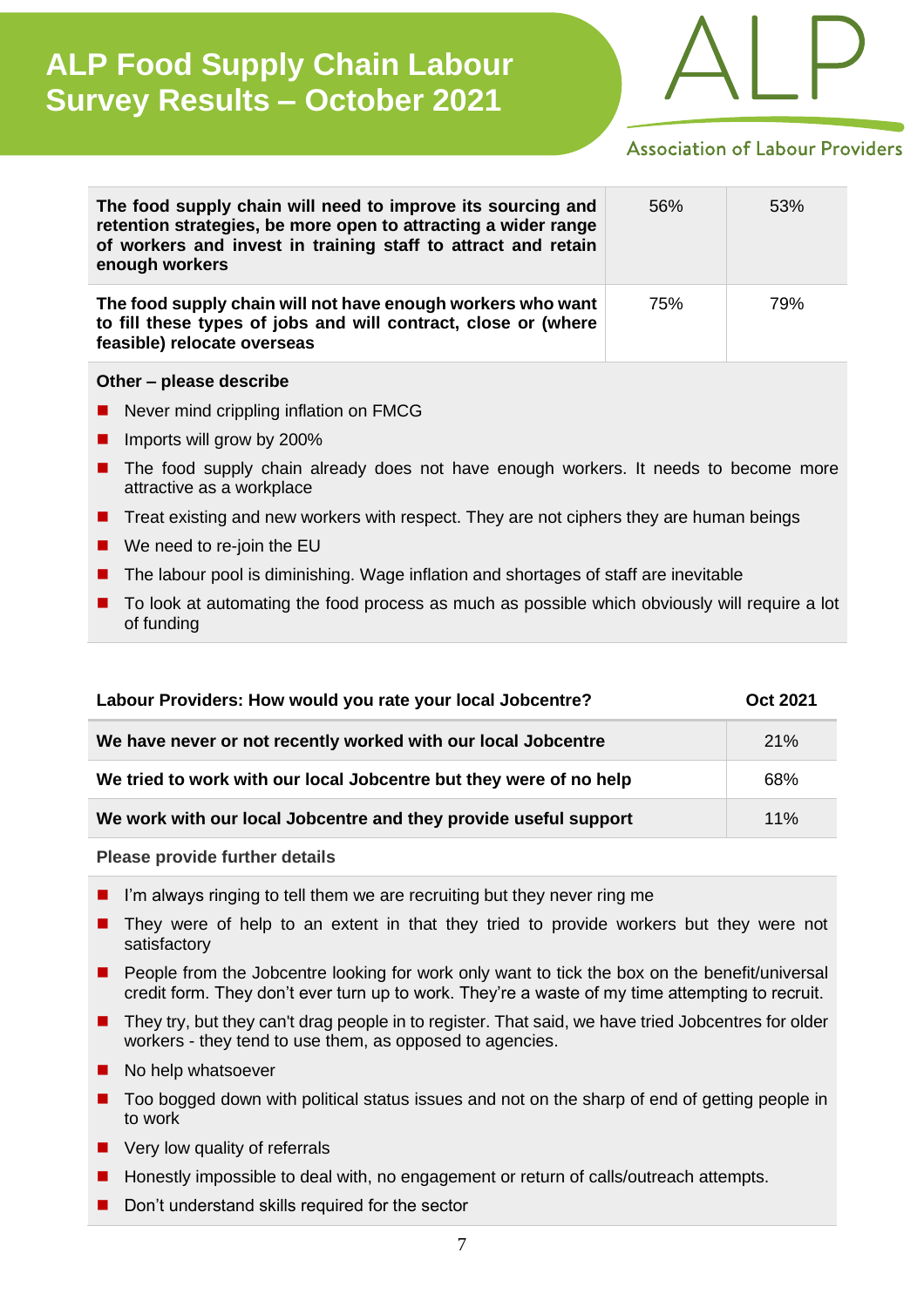# ALP Food Supply Chain Labour Survey Results – October 2021

| | | |
|---|---|---|
| **The food supply chain will need to improve its sourcing and retention strategies, be more open to attracting a wider range of workers and invest in training staff to attract and retain enough workers** | 56% | 53% |
| **The food supply chain will not have enough workers who want to fill these types of jobs and will contract, close or (where feasible) relocate overseas** | 75% | 79% |

**Other – please describe**

- Never mind crippling inflation on FMCG
- Imports will grow by 200%
- The food supply chain already does not have enough workers. It needs to become more attractive as a workplace
- Treat existing and new workers with respect. They are not ciphers they are human beings
- We need to re-join the EU
- The labour pool is diminishing. Wage inflation and shortages of staff are inevitable
- To look at automating the food process as much as possible which obviously will require a lot of funding

| Labour Providers: How would you rate your local Jobcentre? | Oct 2021 |
|---|---|
| **We have never or not recently worked with our local Jobcentre** | 21% |
| **We tried to work with our local Jobcentre but they were of no help** | 68% |
| **We work with our local Jobcentre and they provide useful support** | 11% |

**Please provide further details**

- I'm always ringing to tell them we are recruiting but they never ring me
- They were of help to an extent in that they tried to provide workers but they were not satisfactory
- People from the Jobcentre looking for work only want to tick the box on the benefit/universal credit form. They don't ever turn up to work. They're a waste of my time attempting to recruit.
- They try, but they can't drag people in to register. That said, we have tried Jobcentres for older workers - they tend to use them, as opposed to agencies.
- No help whatsoever
- Too bogged down with political status issues and not on the sharp of end of getting people in to work
- Very low quality of referrals
- Honestly impossible to deal with, no engagement or return of calls/outreach attempts.
- Don't understand skills required for the sector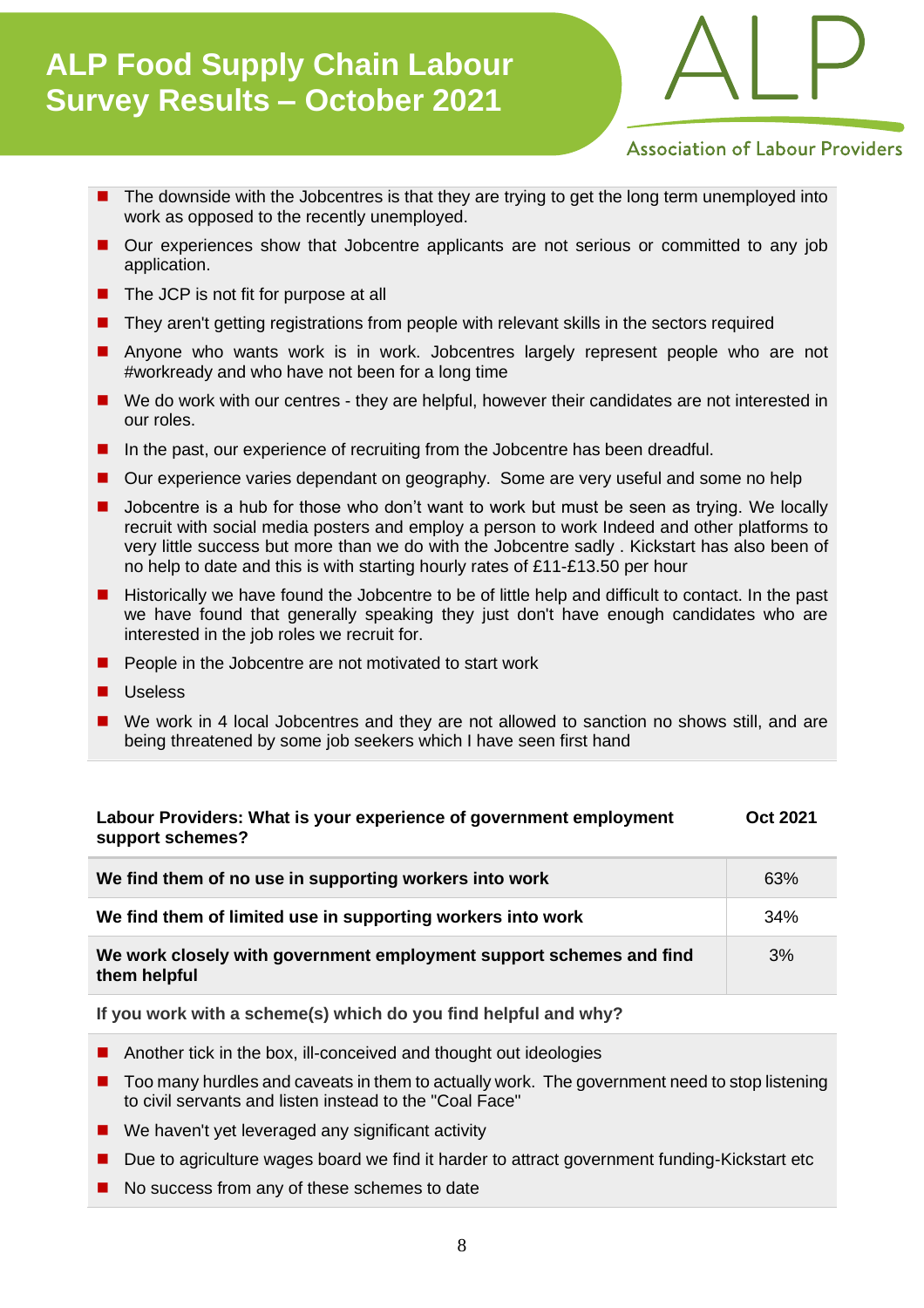- The downside with the Jobcentres is that they are trying to get the long term unemployed into work as opposed to the recently unemployed.
- Our experiences show that Jobcentre applicants are not serious or committed to any job application.
- The JCP is not fit for purpose at all
- They aren't getting registrations from people with relevant skills in the sectors required
- Anyone who wants work is in work. Jobcentres largely represent people who are not #workready and who have not been for a long time
- We do work with our centres - they are helpful, however their candidates are not interested in our roles.
- In the past, our experience of recruiting from the Jobcentre has been dreadful.
- Our experience varies dependant on geography. Some are very useful and some no help
- Jobcentre is a hub for those who don't want to work but must be seen as trying. We locally recruit with social media posters and employ a person to work Indeed and other platforms to very little success but more than we do with the Jobcentre sadly . Kickstart has also been of no help to date and this is with starting hourly rates of £11-£13.50 per hour
- Historically we have found the Jobcentre to be of little help and difficult to contact. In the past we have found that generally speaking they just don't have enough candidates who are interested in the job roles we recruit for.
- People in the Jobcentre are not motivated to start work
- Useless
- We work in 4 local Jobcentres and they are not allowed to sanction no shows still, and are being threatened by some job seekers which I have seen first hand

| Labour Providers: What is your experience of government employment support schemes? | Oct 2021 |
|---|---|
| **We find them of no use in supporting workers into work** | 63% |
| **We find them of limited use in supporting workers into work** | 34% |
| **We work closely with government employment support schemes and find them helpful** | 3% |

**If you work with a scheme(s) which do you find helpful and why?**

- Another tick in the box, ill-conceived and thought out ideologies
- Too many hurdles and caveats in them to actually work. The government need to stop listening to civil servants and listen instead to the "Coal Face"
- We haven't yet leveraged any significant activity
- Due to agriculture wages board we find it harder to attract government funding-Kickstart etc
- No success from any of these schemes to date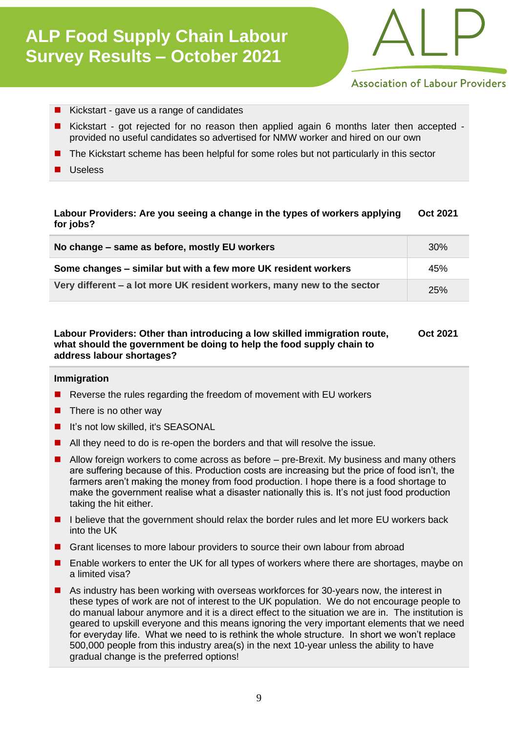- Kickstart - gave us a range of candidates
- Kickstart - got rejected for no reason then applied again 6 months later then accepted - provided no useful candidates so advertised for NMW worker and hired on our own
- The Kickstart scheme has been helpful for some roles but not particularly in this sector
- Useless

| Labour Providers: Are you seeing a change in the types of workers applying for jobs? | Oct 2021 |
|---|---|
| **No change – same as before, mostly EU workers** | 30% |
| **Some changes – similar but with a few more UK resident workers** | 45% |
| **Very different – a lot more UK resident workers, many new to the sector** | 25% |

**Labour Providers: Other than introducing a low skilled immigration route, what should the government be doing to help the food supply chain to address labour shortages?** **Oct 2021**

**Immigration**

- Reverse the rules regarding the freedom of movement with EU workers
- There is no other way
- It's not low skilled, it's SEASONAL
- All they need to do is re-open the borders and that will resolve the issue.
- Allow foreign workers to come across as before – pre-Brexit. My business and many others are suffering because of this. Production costs are increasing but the price of food isn't, the farmers aren't making the money from food production. I hope there is a food shortage to make the government realise what a disaster nationally this is. It's not just food production taking the hit either.
- I believe that the government should relax the border rules and let more EU workers back into the UK
- Grant licenses to more labour providers to source their own labour from abroad
- Enable workers to enter the UK for all types of workers where there are shortages, maybe on a limited visa?
- As industry has been working with overseas workforces for 30-years now, the interest in these types of work are not of interest to the UK population. We do not encourage people to do manual labour anymore and it is a direct effect to the situation we are in. The institution is geared to upskill everyone and this means ignoring the very important elements that we need for everyday life. What we need to is rethink the whole structure. In short we won't replace 500,000 people from this industry area(s) in the next 10-year unless the ability to have gradual change is the preferred options!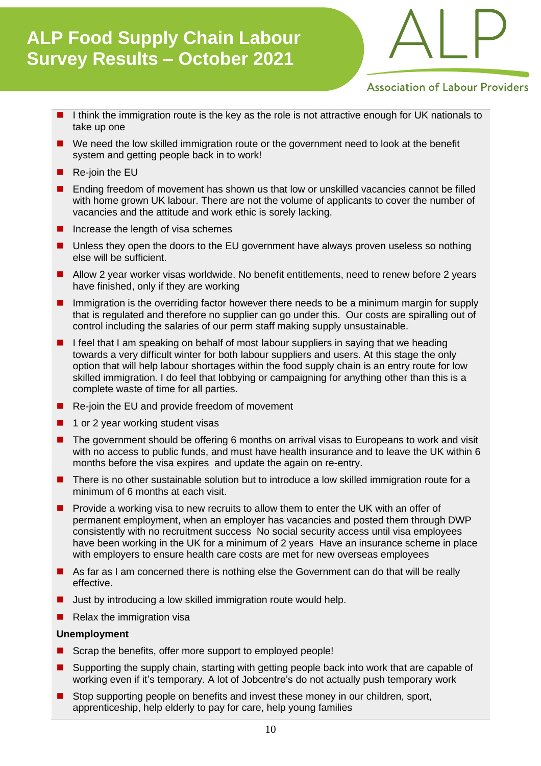- I think the immigration route is the key as the role is not attractive enough for UK nationals to take up one
- We need the low skilled immigration route or the government need to look at the benefit system and getting people back in to work!
- Re-join the EU
- Ending freedom of movement has shown us that low or unskilled vacancies cannot be filled with home grown UK labour. There are not the volume of applicants to cover the number of vacancies and the attitude and work ethic is sorely lacking.
- Increase the length of visa schemes
- Unless they open the doors to the EU government have always proven useless so nothing else will be sufficient.
- Allow 2 year worker visas worldwide. No benefit entitlements, need to renew before 2 years have finished, only if they are working
- Immigration is the overriding factor however there needs to be a minimum margin for supply that is regulated and therefore no supplier can go under this. Our costs are spiralling out of control including the salaries of our perm staff making supply unsustainable.
- I feel that I am speaking on behalf of most labour suppliers in saying that we heading towards a very difficult winter for both labour suppliers and users. At this stage the only option that will help labour shortages within the food supply chain is an entry route for low skilled immigration. I do feel that lobbying or campaigning for anything other than this is a complete waste of time for all parties.
- Re-join the EU and provide freedom of movement
- 1 or 2 year working student visas
- The government should be offering 6 months on arrival visas to Europeans to work and visit with no access to public funds, and must have health insurance and to leave the UK within 6 months before the visa expires and update the again on re-entry.
- There is no other sustainable solution but to introduce a low skilled immigration route for a minimum of 6 months at each visit.
- Provide a working visa to new recruits to allow them to enter the UK with an offer of permanent employment, when an employer has vacancies and posted them through DWP consistently with no recruitment success No social security access until visa employees have been working in the UK for a minimum of 2 years Have an insurance scheme in place with employers to ensure health care costs are met for new overseas employees
- As far as I am concerned there is nothing else the Government can do that will be really effective.
- Just by introducing a low skilled immigration route would help.
- Relax the immigration visa

**Unemployment**

- Scrap the benefits, offer more support to employed people!
- Supporting the supply chain, starting with getting people back into work that are capable of working even if it's temporary. A lot of Jobcentre's do not actually push temporary work
- Stop supporting people on benefits and invest these money in our children, sport, apprenticeship, help elderly to pay for care, help young families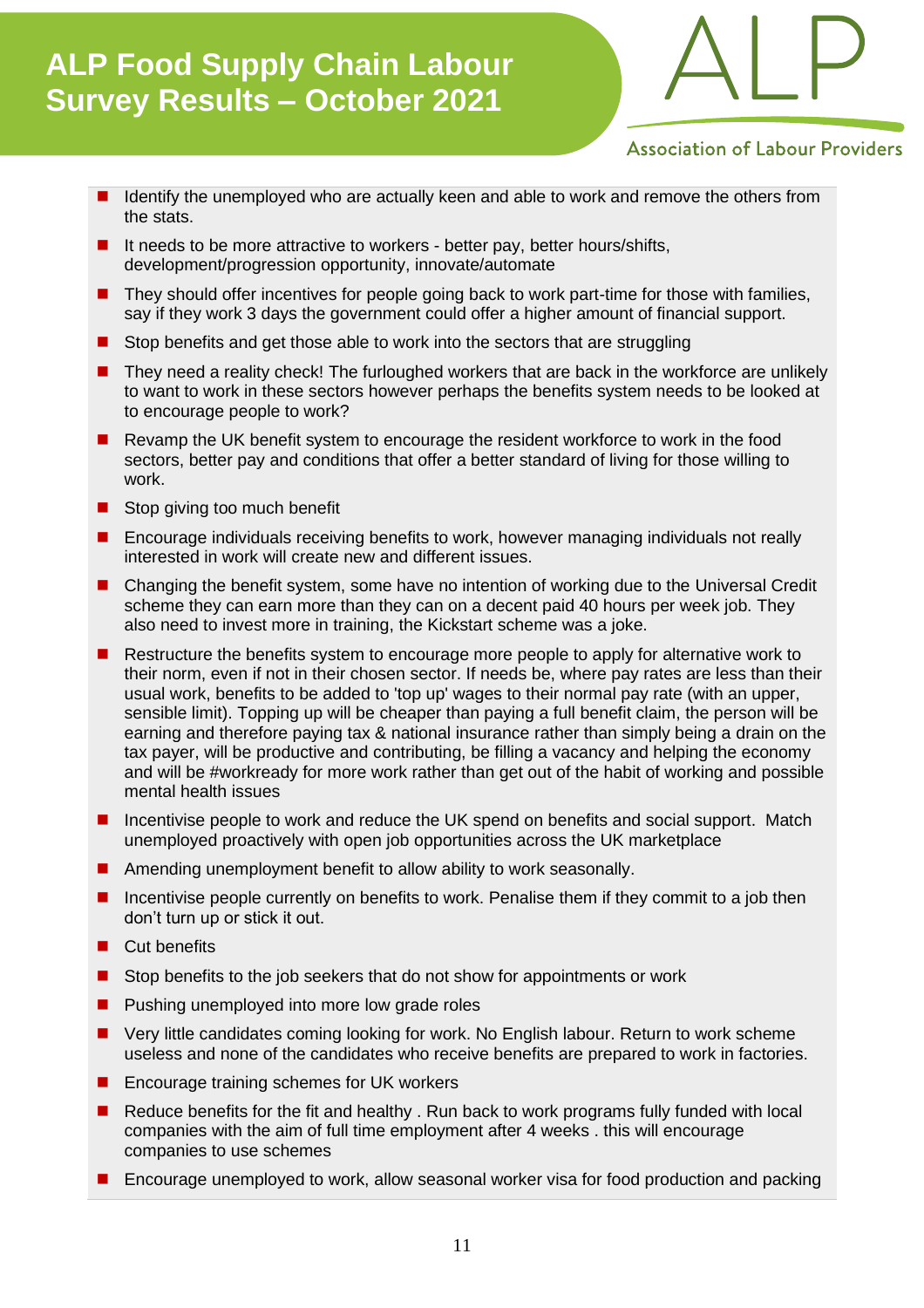- Identify the unemployed who are actually keen and able to work and remove the others from the stats.
- It needs to be more attractive to workers - better pay, better hours/shifts, development/progression opportunity, innovate/automate
- They should offer incentives for people going back to work part-time for those with families, say if they work 3 days the government could offer a higher amount of financial support.
- Stop benefits and get those able to work into the sectors that are struggling
- They need a reality check! The furloughed workers that are back in the workforce are unlikely to want to work in these sectors however perhaps the benefits system needs to be looked at to encourage people to work?
- Revamp the UK benefit system to encourage the resident workforce to work in the food sectors, better pay and conditions that offer a better standard of living for those willing to work.
- Stop giving too much benefit
- Encourage individuals receiving benefits to work, however managing individuals not really interested in work will create new and different issues.
- Changing the benefit system, some have no intention of working due to the Universal Credit scheme they can earn more than they can on a decent paid 40 hours per week job. They also need to invest more in training, the Kickstart scheme was a joke.
- Restructure the benefits system to encourage more people to apply for alternative work to their norm, even if not in their chosen sector. If needs be, where pay rates are less than their usual work, benefits to be added to 'top up' wages to their normal pay rate (with an upper, sensible limit). Topping up will be cheaper than paying a full benefit claim, the person will be earning and therefore paying tax & national insurance rather than simply being a drain on the tax payer, will be productive and contributing, be filling a vacancy and helping the economy and will be #workready for more work rather than get out of the habit of working and possible mental health issues
- Incentivise people to work and reduce the UK spend on benefits and social support. Match unemployed proactively with open job opportunities across the UK marketplace
- Amending unemployment benefit to allow ability to work seasonally.
- Incentivise people currently on benefits to work. Penalise them if they commit to a job then don't turn up or stick it out.
- Cut benefits
- Stop benefits to the job seekers that do not show for appointments or work
- Pushing unemployed into more low grade roles
- Very little candidates coming looking for work. No English labour. Return to work scheme useless and none of the candidates who receive benefits are prepared to work in factories.
- Encourage training schemes for UK workers
- Reduce benefits for the fit and healthy . Run back to work programs fully funded with local companies with the aim of full time employment after 4 weeks . this will encourage companies to use schemes
- Encourage unemployed to work, allow seasonal worker visa for food production and packing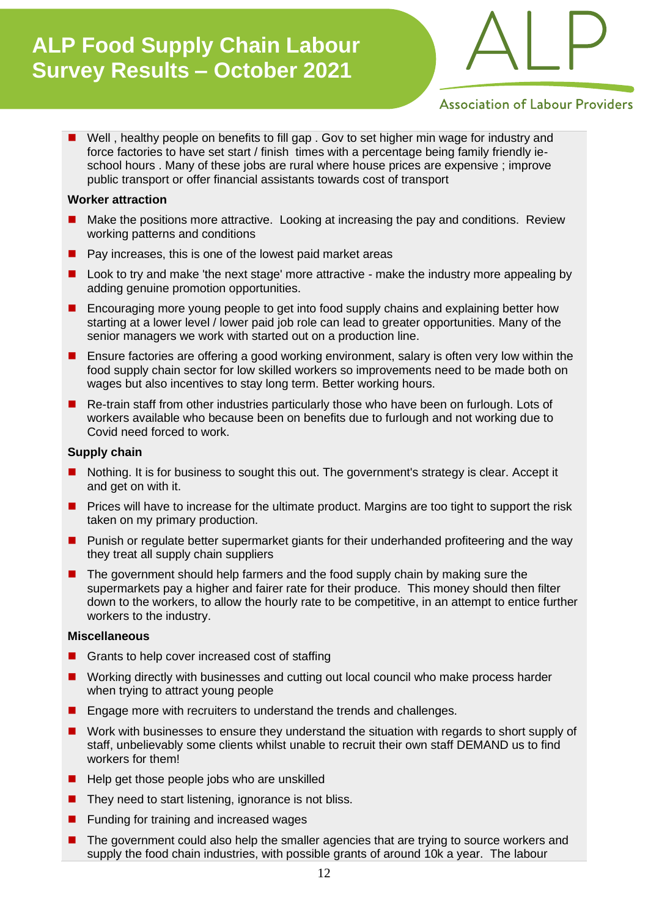- Well , healthy people on benefits to fill gap . Gov to set higher min wage for industry and force factories to have set start / finish times with a percentage being family friendly ie- school hours . Many of these jobs are rural where house prices are expensive ; improve public transport or offer financial assistants towards cost of transport

**Worker attraction**

- Make the positions more attractive. Looking at increasing the pay and conditions. Review working patterns and conditions
- Pay increases, this is one of the lowest paid market areas
- Look to try and make 'the next stage' more attractive - make the industry more appealing by adding genuine promotion opportunities.
- Encouraging more young people to get into food supply chains and explaining better how starting at a lower level / lower paid job role can lead to greater opportunities. Many of the senior managers we work with started out on a production line.
- Ensure factories are offering a good working environment, salary is often very low within the food supply chain sector for low skilled workers so improvements need to be made both on wages but also incentives to stay long term. Better working hours.
- Re-train staff from other industries particularly those who have been on furlough. Lots of workers available who because been on benefits due to furlough and not working due to Covid need forced to work.

**Supply chain**

- Nothing. It is for business to sought this out. The government's strategy is clear. Accept it and get on with it.
- Prices will have to increase for the ultimate product. Margins are too tight to support the risk taken on my primary production.
- Punish or regulate better supermarket giants for their underhanded profiteering and the way they treat all supply chain suppliers
- The government should help farmers and the food supply chain by making sure the supermarkets pay a higher and fairer rate for their produce. This money should then filter down to the workers, to allow the hourly rate to be competitive, in an attempt to entice further workers to the industry.

**Miscellaneous**

- Grants to help cover increased cost of staffing
- Working directly with businesses and cutting out local council who make process harder when trying to attract young people
- Engage more with recruiters to understand the trends and challenges.
- Work with businesses to ensure they understand the situation with regards to short supply of staff, unbelievably some clients whilst unable to recruit their own staff DEMAND us to find workers for them!
- Help get those people jobs who are unskilled
- They need to start listening, ignorance is not bliss.
- Funding for training and increased wages
- The government could also help the smaller agencies that are trying to source workers and supply the food chain industries, with possible grants of around 10k a year. The labour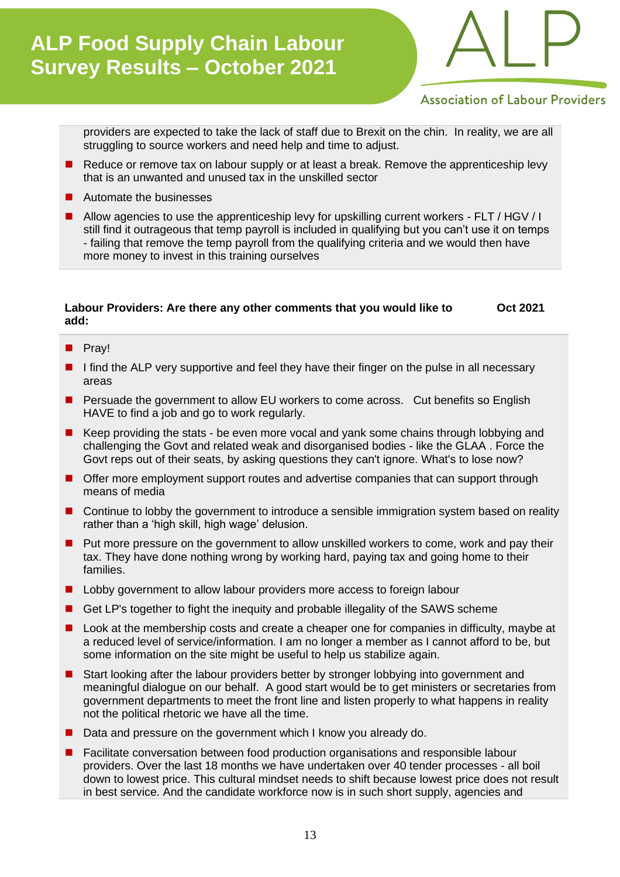providers are expected to take the lack of staff due to Brexit on the chin. In reality, we are all struggling to source workers and need help and time to adjust.

- Reduce or remove tax on labour supply or at least a break. Remove the apprenticeship levy that is an unwanted and unused tax in the unskilled sector
- Automate the businesses
- Allow agencies to use the apprenticeship levy for upskilling current workers - FLT / HGV / I still find it outrageous that temp payroll is included in qualifying but you can't use it on temps - failing that remove the temp payroll from the qualifying criteria and we would then have more money to invest in this training ourselves

**Labour Providers: Are there any other comments that you would like to add:** **Oct 2021**

- Pray!
- I find the ALP very supportive and feel they have their finger on the pulse in all necessary areas
- Persuade the government to allow EU workers to come across. Cut benefits so English HAVE to find a job and go to work regularly.
- Keep providing the stats - be even more vocal and yank some chains through lobbying and challenging the Govt and related weak and disorganised bodies - like the GLAA . Force the Govt reps out of their seats, by asking questions they can't ignore. What's to lose now?
- Offer more employment support routes and advertise companies that can support through means of media
- Continue to lobby the government to introduce a sensible immigration system based on reality rather than a 'high skill, high wage' delusion.
- Put more pressure on the government to allow unskilled workers to come, work and pay their tax. They have done nothing wrong by working hard, paying tax and going home to their families.
- Lobby government to allow labour providers more access to foreign labour
- Get LP's together to fight the inequity and probable illegality of the SAWS scheme
- Look at the membership costs and create a cheaper one for companies in difficulty, maybe at a reduced level of service/information. I am no longer a member as I cannot afford to be, but some information on the site might be useful to help us stabilize again.
- Start looking after the labour providers better by stronger lobbying into government and meaningful dialogue on our behalf. A good start would be to get ministers or secretaries from government departments to meet the front line and listen properly to what happens in reality not the political rhetoric we have all the time.
- Data and pressure on the government which I know you already do.
- Facilitate conversation between food production organisations and responsible labour providers. Over the last 18 months we have undertaken over 40 tender processes - all boil down to lowest price. This cultural mindset needs to shift because lowest price does not result in best service. And the candidate workforce now is in such short supply, agencies and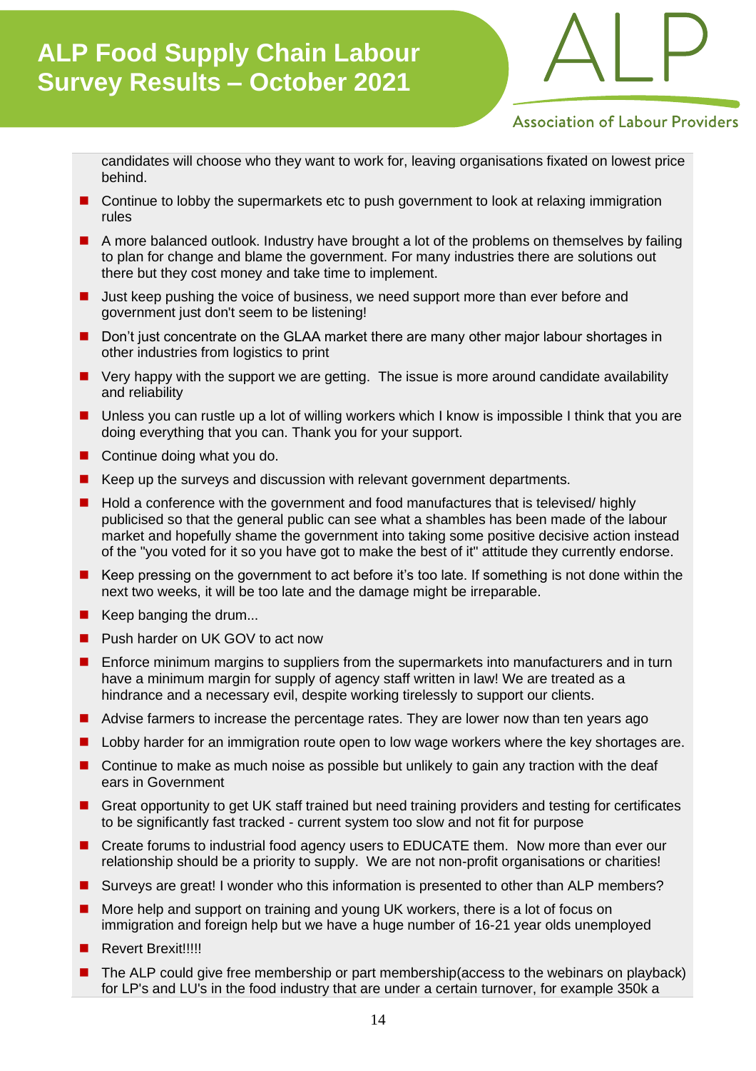candidates will choose who they want to work for, leaving organisations fixated on lowest price behind.

- Continue to lobby the supermarkets etc to push government to look at relaxing immigration rules
- A more balanced outlook. Industry have brought a lot of the problems on themselves by failing to plan for change and blame the government. For many industries there are solutions out there but they cost money and take time to implement.
- Just keep pushing the voice of business, we need support more than ever before and government just don't seem to be listening!
- Don't just concentrate on the GLAA market there are many other major labour shortages in other industries from logistics to print
- Very happy with the support we are getting.  The issue is more around candidate availability and reliability
- Unless you can rustle up a lot of willing workers which I know is impossible I think that you are doing everything that you can. Thank you for your support.
- Continue doing what you do.
- Keep up the surveys and discussion with relevant government departments.
- Hold a conference with the government and food manufactures that is televised/ highly publicised so that the general public can see what a shambles has been made of the labour market and hopefully shame the government into taking some positive decisive action instead of the "you voted for it so you have got to make the best of it" attitude they currently endorse.
- Keep pressing on the government to act before it's too late. If something is not done within the next two weeks, it will be too late and the damage might be irreparable.
- Keep banging the drum...
- Push harder on UK GOV to act now
- Enforce minimum margins to suppliers from the supermarkets into manufacturers and in turn have a minimum margin for supply of agency staff written in law! We are treated as a hindrance and a necessary evil, despite working tirelessly to support our clients.
- Advise farmers to increase the percentage rates. They are lower now than ten years ago
- Lobby harder for an immigration route open to low wage workers where the key shortages are.
- Continue to make as much noise as possible but unlikely to gain any traction with the deaf ears in Government
- Great opportunity to get UK staff trained but need training providers and testing for certificates to be significantly fast tracked - current system too slow and not fit for purpose
- Create forums to industrial food agency users to EDUCATE them.  Now more than ever our relationship should be a priority to supply.  We are not non-profit organisations or charities!
- Surveys are great! I wonder who this information is presented to other than ALP members?
- More help and support on training and young UK workers, there is a lot of focus on immigration and foreign help but we have a huge number of 16-21 year olds unemployed
- Revert Brexit!!!!!
- The ALP could give free membership or part membership(access to the webinars on playback) for LP's and LU's in the food industry that are under a certain turnover, for example 350k a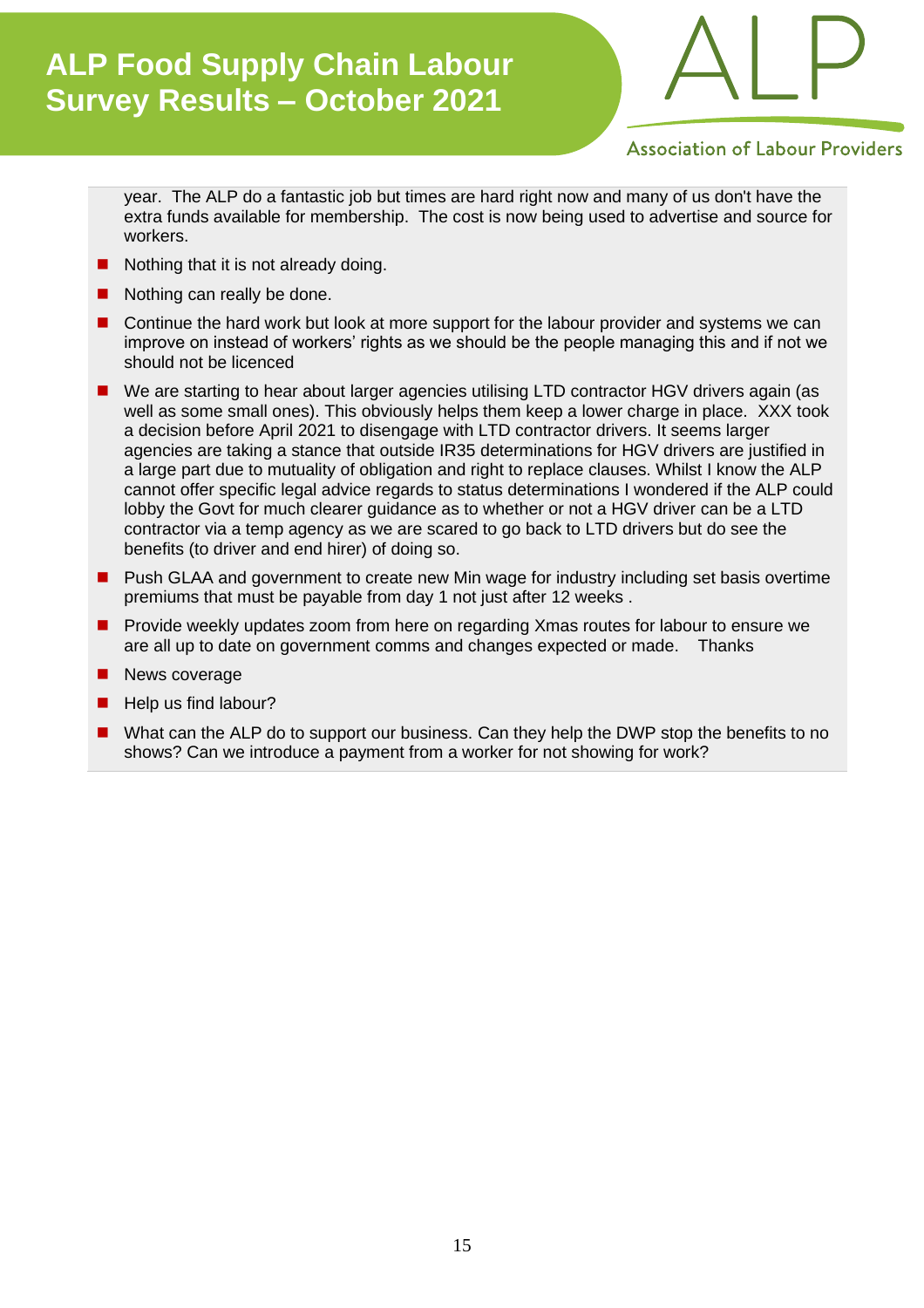year. The ALP do a fantastic job but times are hard right now and many of us don't have the extra funds available for membership. The cost is now being used to advertise and source for workers.

- Nothing that it is not already doing.
- Nothing can really be done.
- Continue the hard work but look at more support for the labour provider and systems we can improve on instead of workers' rights as we should be the people managing this and if not we should not be licenced
- We are starting to hear about larger agencies utilising LTD contractor HGV drivers again (as well as some small ones). This obviously helps them keep a lower charge in place. XXX took a decision before April 2021 to disengage with LTD contractor drivers. It seems larger agencies are taking a stance that outside IR35 determinations for HGV drivers are justified in a large part due to mutuality of obligation and right to replace clauses. Whilst I know the ALP cannot offer specific legal advice regards to status determinations I wondered if the ALP could lobby the Govt for much clearer guidance as to whether or not a HGV driver can be a LTD contractor via a temp agency as we are scared to go back to LTD drivers but do see the benefits (to driver and end hirer) of doing so.
- Push GLAA and government to create new Min wage for industry including set basis overtime premiums that must be payable from day 1 not just after 12 weeks .
- Provide weekly updates zoom from here on regarding Xmas routes for labour to ensure we are all up to date on government comms and changes expected or made. Thanks
- News coverage
- Help us find labour?
- What can the ALP do to support our business. Can they help the DWP stop the benefits to no shows? Can we introduce a payment from a worker for not showing for work?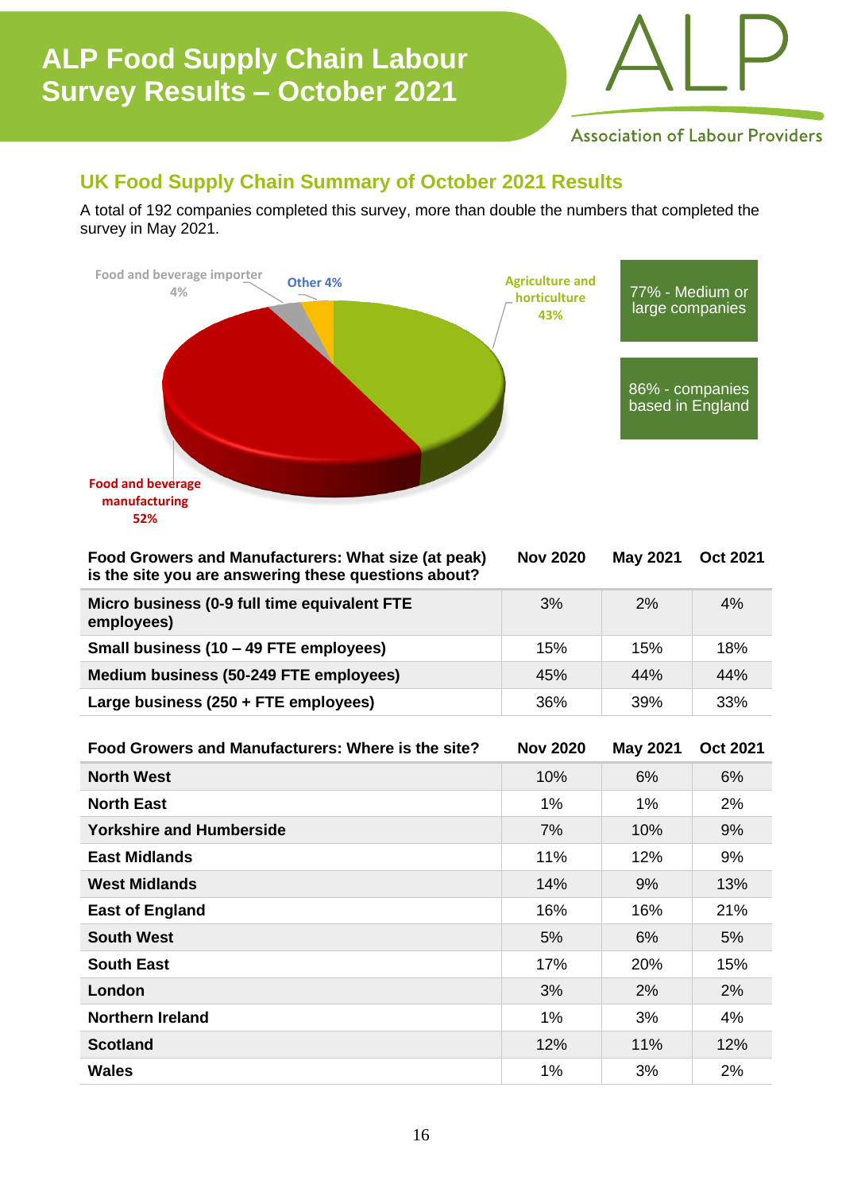# ALP Food Supply Chain Labour Survey Results – October 2021

## UK Food Supply Chain Summary of October 2021 Results

A total of 192 companies completed this survey, more than double the numbers that completed the survey in May 2021.

Food and beverage importer 4%

Other 4%

Agriculture and horticulture 43%

Food and beverage manufacturing 52%

77% - Medium or large companies

86% - companies based in England

| Food Growers and Manufacturers: What size (at peak) is the site you are answering these questions about? | Nov 2020 | May 2021 | Oct 2021 |
|---|---|---|---|
| **Micro business (0-9 full time equivalent FTE employees)** | 3% | 2% | 4% |
| **Small business (10 – 49 FTE employees)** | 15% | 15% | 18% |
| **Medium business (50-249 FTE employees)** | 45% | 44% | 44% |
| **Large business (250 + FTE employees)** | 36% | 39% | 33% |

| Food Growers and Manufacturers: Where is the site? | Nov 2020 | May 2021 | Oct 2021 |
|---|---|---|---|
| **North West** | 10% | 6% | 6% |
| **North East** | 1% | 1% | 2% |
| **Yorkshire and Humberside** | 7% | 10% | 9% |
| **East Midlands** | 11% | 12% | 9% |
| **West Midlands** | 14% | 9% | 13% |
| **East of England** | 16% | 16% | 21% |
| **South West** | 5% | 6% | 5% |
| **South East** | 17% | 20% | 15% |
| **London** | 3% | 2% | 2% |
| **Northern Ireland** | 1% | 3% | 4% |
| **Scotland** | 12% | 11% | 12% |
| **Wales** | 1% | 3% | 2% |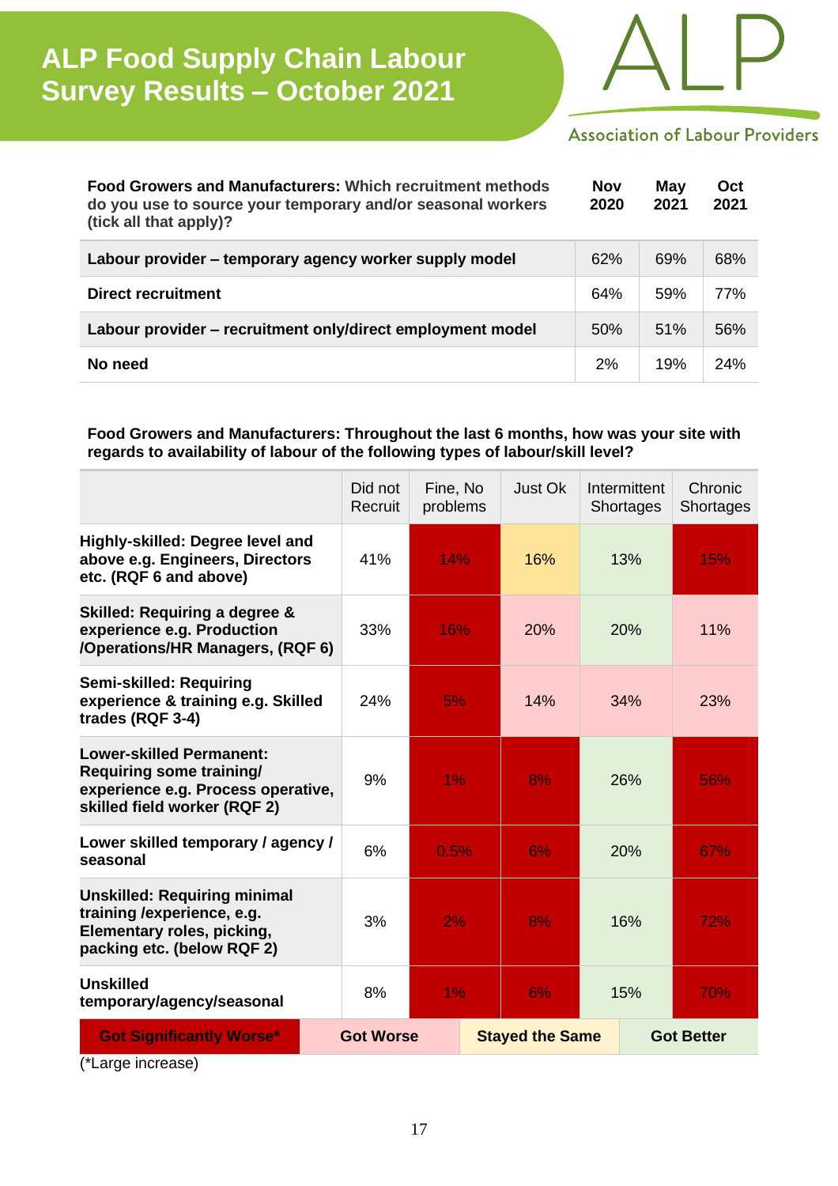# ALP Food Supply Chain Labour Survey Results – October 2021

Association of Labour Providers

| **Food Growers and Manufacturers:** Which recruitment methods do you use to source your temporary and/or seasonal workers (tick all that apply)? | **Nov 2020** | **May 2021** | **Oct 2021** |
|---|---|---|---|
| **Labour provider – temporary agency worker supply model** | 62% | 69% | 68% |
| **Direct recruitment** | 64% | 59% | 77% |
| **Labour provider – recruitment only/direct employment model** | 50% | 51% | 56% |
| **No need** | 2% | 19% | 24% |

**Food Growers and Manufacturers: Throughout the last 6 months, how was your site with regards to availability of labour of the following types of labour/skill level?**

| | Did not Recruit | Fine, No problems | Just Ok | Intermittent Shortages | Chronic Shortages |
|---|---|---|---|---|---|
| **Highly-skilled: Degree level and above e.g. Engineers, Directors etc. (RQF 6 and above)** | 41% | 14% | 16% | 13% | 15% |
| **Skilled: Requiring a degree & experience e.g. Production /Operations/HR Managers, (RQF 6)** | 33% | 16% | 20% | 20% | 11% |
| **Semi-skilled: Requiring experience & training e.g. Skilled trades (RQF 3-4)** | 24% | 5% | 14% | 34% | 23% |
| **Lower-skilled Permanent: Requiring some training/ experience e.g. Process operative, skilled field worker (RQF 2)** | 9% | 1% | 8% | 26% | 56% |
| **Lower skilled temporary / agency / seasonal** | 6% | 0.5% | 6% | 20% | 67% |
| **Unskilled: Requiring minimal training /experience, e.g. Elementary roles, picking, packing etc. (below RQF 2)** | 3% | 2% | 8% | 16% | 72% |
| **Unskilled temporary/agency/seasonal** | 8% | 1% | 6% | 15% | 70% |

Key: **Got Significantly Worse*** | **Got Worse** | **Stayed the Same** | **Got Better**

(*Large increase)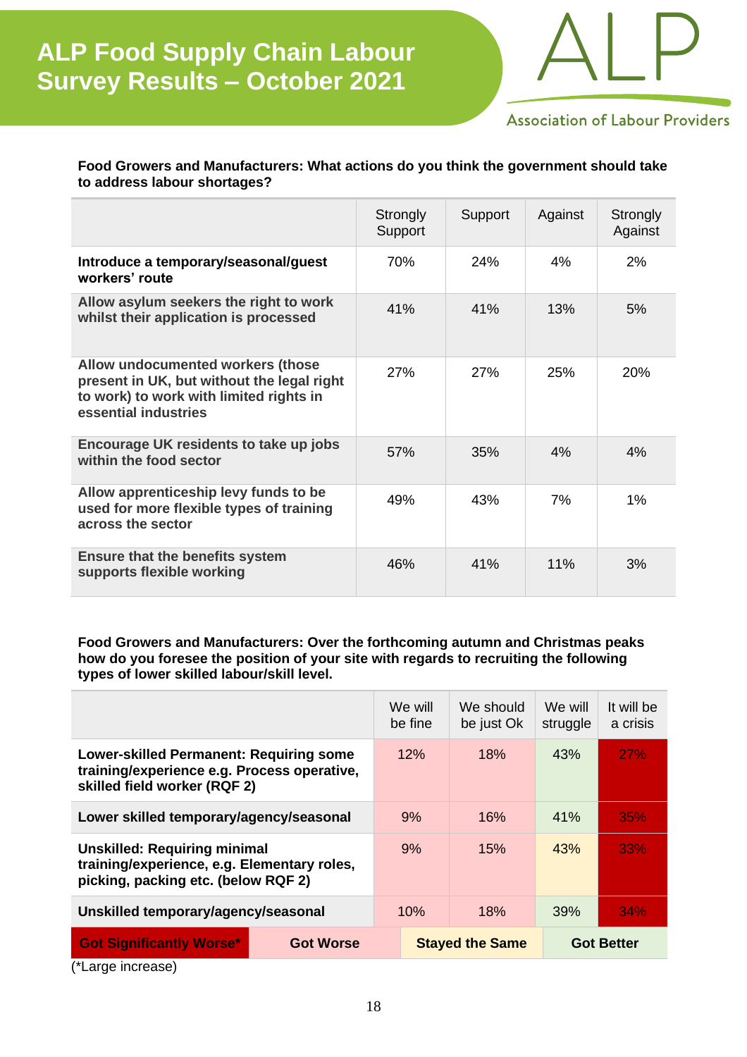# ALP Food Supply Chain Labour Survey Results – October 2021

**Food Growers and Manufacturers: What actions do you think the government should take to address labour shortages?**

| | Strongly Support | Support | Against | Strongly Against |
|---|---|---|---|---|
| **Introduce a temporary/seasonal/guest workers' route** | 70% | 24% | 4% | 2% |
| **Allow asylum seekers the right to work whilst their application is processed** | 41% | 41% | 13% | 5% |
| **Allow undocumented workers (those present in UK, but without the legal right to work) to work with limited rights in essential industries** | 27% | 27% | 25% | 20% |
| **Encourage UK residents to take up jobs within the food sector** | 57% | 35% | 4% | 4% |
| **Allow apprenticeship levy funds to be used for more flexible types of training across the sector** | 49% | 43% | 7% | 1% |
| **Ensure that the benefits system supports flexible working** | 46% | 41% | 11% | 3% |

**Food Growers and Manufacturers: Over the forthcoming autumn and Christmas peaks how do you foresee the position of your site with regards to recruiting the following types of lower skilled labour/skill level.**

| | We will be fine | We should be just Ok | We will struggle | It will be a crisis |
|---|---|---|---|---|
| **Lower-skilled Permanent: Requiring some training/experience e.g. Process operative, skilled field worker (RQF 2)** | 12% | 18% | 43% | 27% |
| **Lower skilled temporary/agency/seasonal** | 9% | 16% | 41% | 35% |
| **Unskilled: Requiring minimal training/experience, e.g. Elementary roles, picking, packing etc. (below RQF 2)** | 9% | 15% | 43% | 33% |
| **Unskilled temporary/agency/seasonal** | 10% | 18% | 39% | 34% |

| Got Significantly Worse* | Got Worse | Stayed the Same | Got Better |
|---|---|---|---|

(*Large increase)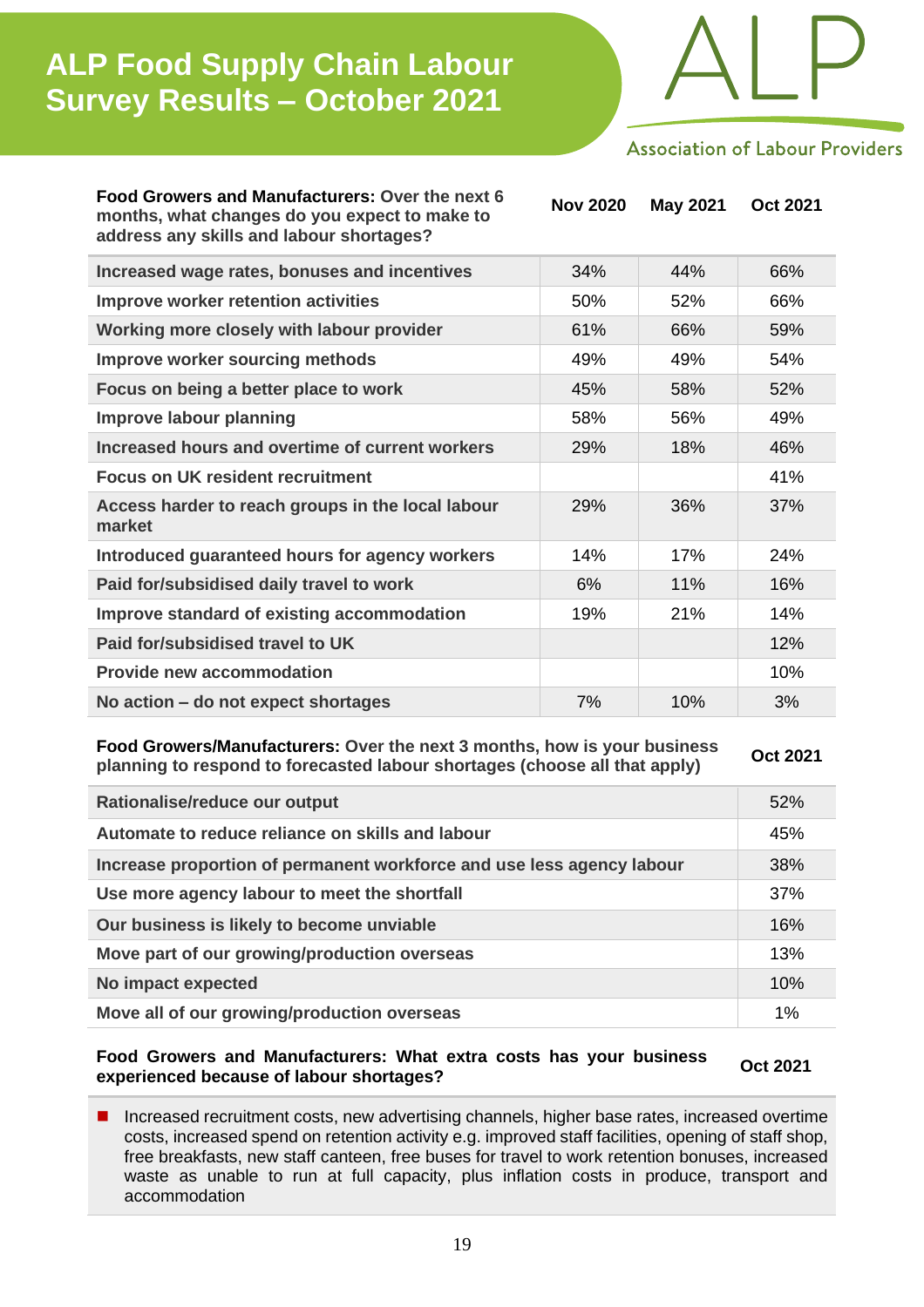# ALP Food Supply Chain Labour Survey Results – October 2021

Association of Labour Providers

| **Food Growers and Manufacturers:** Over the next 6 months, what changes do you expect to make to address any skills and labour shortages? | Nov 2020 | May 2021 | Oct 2021 |
|---|---|---|---|
| Increased wage rates, bonuses and incentives | 34% | 44% | 66% |
| Improve worker retention activities | 50% | 52% | 66% |
| Working more closely with labour provider | 61% | 66% | 59% |
| Improve worker sourcing methods | 49% | 49% | 54% |
| Focus on being a better place to work | 45% | 58% | 52% |
| Improve labour planning | 58% | 56% | 49% |
| Increased hours and overtime of current workers | 29% | 18% | 46% |
| Focus on UK resident recruitment | | | 41% |
| Access harder to reach groups in the local labour market | 29% | 36% | 37% |
| Introduced guaranteed hours for agency workers | 14% | 17% | 24% |
| Paid for/subsidised daily travel to work | 6% | 11% | 16% |
| Improve standard of existing accommodation | 19% | 21% | 14% |
| Paid for/subsidised travel to UK | | | 12% |
| Provide new accommodation | | | 10% |
| No action – do not expect shortages | 7% | 10% | 3% |

| **Food Growers/Manufacturers:** Over the next 3 months, how is your business planning to respond to forecasted labour shortages (choose all that apply) | Oct 2021 |
|---|---|
| Rationalise/reduce our output | 52% |
| Automate to reduce reliance on skills and labour | 45% |
| Increase proportion of permanent workforce and use less agency labour | 38% |
| Use more agency labour to meet the shortfall | 37% |
| Our business is likely to become unviable | 16% |
| Move part of our growing/production overseas | 13% |
| No impact expected | 10% |
| Move all of our growing/production overseas | 1% |

| **Food Growers and Manufacturers: What extra costs has your business experienced because of labour shortages?** | Oct 2021 |
|---|---|

- Increased recruitment costs, new advertising channels, higher base rates, increased overtime costs, increased spend on retention activity e.g. improved staff facilities, opening of staff shop, free breakfasts, new staff canteen, free buses for travel to work retention bonuses, increased waste as unable to run at full capacity, plus inflation costs in produce, transport and accommodation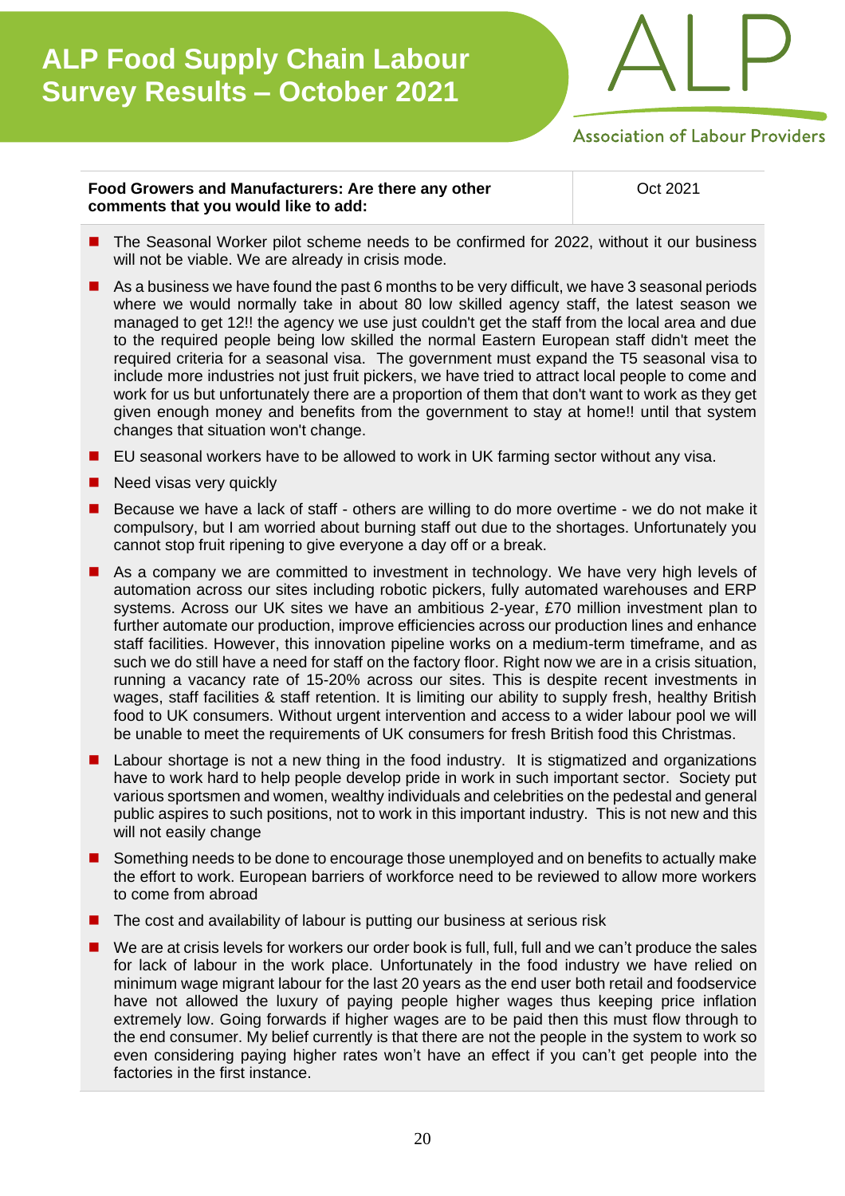| Food Growers and Manufacturers: Are there any other comments that you would like to add: | Oct 2021 |
|---|---|

- The Seasonal Worker pilot scheme needs to be confirmed for 2022, without it our business will not be viable. We are already in crisis mode.
- As a business we have found the past 6 months to be very difficult, we have 3 seasonal periods where we would normally take in about 80 low skilled agency staff, the latest season we managed to get 12!! the agency we use just couldn't get the staff from the local area and due to the required people being low skilled the normal Eastern European staff didn't meet the required criteria for a seasonal visa. The government must expand the T5 seasonal visa to include more industries not just fruit pickers, we have tried to attract local people to come and work for us but unfortunately there are a proportion of them that don't want to work as they get given enough money and benefits from the government to stay at home!! until that system changes that situation won't change.
- EU seasonal workers have to be allowed to work in UK farming sector without any visa.
- Need visas very quickly
- Because we have a lack of staff - others are willing to do more overtime - we do not make it compulsory, but I am worried about burning staff out due to the shortages. Unfortunately you cannot stop fruit ripening to give everyone a day off or a break.
- As a company we are committed to investment in technology. We have very high levels of automation across our sites including robotic pickers, fully automated warehouses and ERP systems. Across our UK sites we have an ambitious 2-year, £70 million investment plan to further automate our production, improve efficiencies across our production lines and enhance staff facilities. However, this innovation pipeline works on a medium-term timeframe, and as such we do still have a need for staff on the factory floor. Right now we are in a crisis situation, running a vacancy rate of 15-20% across our sites. This is despite recent investments in wages, staff facilities & staff retention. It is limiting our ability to supply fresh, healthy British food to UK consumers. Without urgent intervention and access to a wider labour pool we will be unable to meet the requirements of UK consumers for fresh British food this Christmas.
- Labour shortage is not a new thing in the food industry. It is stigmatized and organizations have to work hard to help people develop pride in work in such important sector. Society put various sportsmen and women, wealthy individuals and celebrities on the pedestal and general public aspires to such positions, not to work in this important industry. This is not new and this will not easily change
- Something needs to be done to encourage those unemployed and on benefits to actually make the effort to work. European barriers of workforce need to be reviewed to allow more workers to come from abroad
- The cost and availability of labour is putting our business at serious risk
- We are at crisis levels for workers our order book is full, full, full and we can't produce the sales for lack of labour in the work place. Unfortunately in the food industry we have relied on minimum wage migrant labour for the last 20 years as the end user both retail and foodservice have not allowed the luxury of paying people higher wages thus keeping price inflation extremely low. Going forwards if higher wages are to be paid then this must flow through to the end consumer. My belief currently is that there are not the people in the system to work so even considering paying higher rates won't have an effect if you can't get people into the factories in the first instance.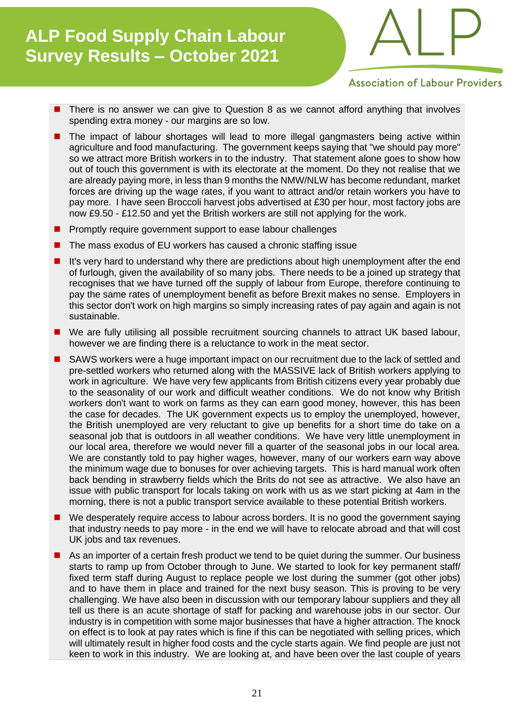- There is no answer we can give to Question 8 as we cannot afford anything that involves spending extra money - our margins are so low.
- The impact of labour shortages will lead to more illegal gangmasters being active within agriculture and food manufacturing. The government keeps saying that "we should pay more" so we attract more British workers in to the industry. That statement alone goes to show how out of touch this government is with its electorate at the moment. Do they not realise that we are already paying more, in less than 9 months the NMW/NLW has become redundant, market forces are driving up the wage rates, if you want to attract and/or retain workers you have to pay more. I have seen Broccoli harvest jobs advertised at £30 per hour, most factory jobs are now £9.50 - £12.50 and yet the British workers are still not applying for the work.
- Promptly require government support to ease labour challenges
- The mass exodus of EU workers has caused a chronic staffing issue
- It's very hard to understand why there are predictions about high unemployment after the end of furlough, given the availability of so many jobs. There needs to be a joined up strategy that recognises that we have turned off the supply of labour from Europe, therefore continuing to pay the same rates of unemployment benefit as before Brexit makes no sense. Employers in this sector don't work on high margins so simply increasing rates of pay again and again is not sustainable.
- We are fully utilising all possible recruitment sourcing channels to attract UK based labour, however we are finding there is a reluctance to work in the meat sector.
- SAWS workers were a huge important impact on our recruitment due to the lack of settled and pre-settled workers who returned along with the MASSIVE lack of British workers applying to work in agriculture. We have very few applicants from British citizens every year probably due to the seasonality of our work and difficult weather conditions. We do not know why British workers don't want to work on farms as they can earn good money, however, this has been the case for decades. The UK government expects us to employ the unemployed, however, the British unemployed are very reluctant to give up benefits for a short time do take on a seasonal job that is outdoors in all weather conditions. We have very little unemployment in our local area, therefore we would never fill a quarter of the seasonal jobs in our local area. We are constantly told to pay higher wages, however, many of our workers earn way above the minimum wage due to bonuses for over achieving targets. This is hard manual work often back bending in strawberry fields which the Brits do not see as attractive. We also have an issue with public transport for locals taking on work with us as we start picking at 4am in the morning, there is not a public transport service available to these potential British workers.
- We desperately require access to labour across borders. It is no good the government saying that industry needs to pay more - in the end we will have to relocate abroad and that will cost UK jobs and tax revenues.
- As an importer of a certain fresh product we tend to be quiet during the summer. Our business starts to ramp up from October through to June. We started to look for key permanent staff/ fixed term staff during August to replace people we lost during the summer (got other jobs) and to have them in place and trained for the next busy season. This is proving to be very challenging. We have also been in discussion with our temporary labour suppliers and they all tell us there is an acute shortage of staff for packing and warehouse jobs in our sector. Our industry is in competition with some major businesses that have a higher attraction. The knock on effect is to look at pay rates which is fine if this can be negotiated with selling prices, which will ultimately result in higher food costs and the cycle starts again. We find people are just not keen to work in this industry. We are looking at, and have been over the last couple of years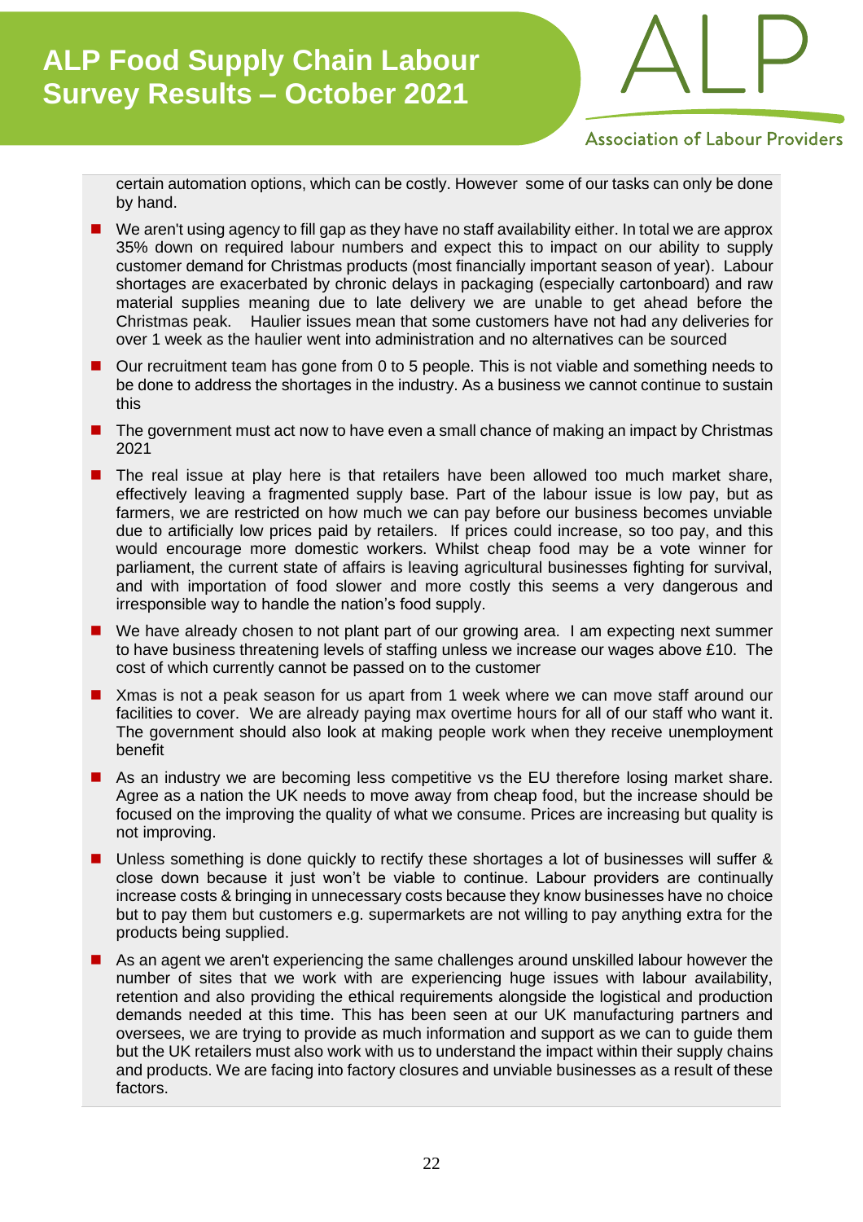certain automation options, which can be costly. However some of our tasks can only be done by hand.

- We aren't using agency to fill gap as they have no staff availability either. In total we are approx 35% down on required labour numbers and expect this to impact on our ability to supply customer demand for Christmas products (most financially important season of year). Labour shortages are exacerbated by chronic delays in packaging (especially cartonboard) and raw material supplies meaning due to late delivery we are unable to get ahead before the Christmas peak. Haulier issues mean that some customers have not had any deliveries for over 1 week as the haulier went into administration and no alternatives can be sourced
- Our recruitment team has gone from 0 to 5 people. This is not viable and something needs to be done to address the shortages in the industry. As a business we cannot continue to sustain this
- The government must act now to have even a small chance of making an impact by Christmas 2021
- The real issue at play here is that retailers have been allowed too much market share, effectively leaving a fragmented supply base. Part of the labour issue is low pay, but as farmers, we are restricted on how much we can pay before our business becomes unviable due to artificially low prices paid by retailers. If prices could increase, so too pay, and this would encourage more domestic workers. Whilst cheap food may be a vote winner for parliament, the current state of affairs is leaving agricultural businesses fighting for survival, and with importation of food slower and more costly this seems a very dangerous and irresponsible way to handle the nation's food supply.
- We have already chosen to not plant part of our growing area. I am expecting next summer to have business threatening levels of staffing unless we increase our wages above £10. The cost of which currently cannot be passed on to the customer
- Xmas is not a peak season for us apart from 1 week where we can move staff around our facilities to cover. We are already paying max overtime hours for all of our staff who want it. The government should also look at making people work when they receive unemployment benefit
- As an industry we are becoming less competitive vs the EU therefore losing market share. Agree as a nation the UK needs to move away from cheap food, but the increase should be focused on the improving the quality of what we consume. Prices are increasing but quality is not improving.
- Unless something is done quickly to rectify these shortages a lot of businesses will suffer & close down because it just won't be viable to continue. Labour providers are continually increase costs & bringing in unnecessary costs because they know businesses have no choice but to pay them but customers e.g. supermarkets are not willing to pay anything extra for the products being supplied.
- As an agent we aren't experiencing the same challenges around unskilled labour however the number of sites that we work with are experiencing huge issues with labour availability, retention and also providing the ethical requirements alongside the logistical and production demands needed at this time. This has been seen at our UK manufacturing partners and oversees, we are trying to provide as much information and support as we can to guide them but the UK retailers must also work with us to understand the impact within their supply chains and products. We are facing into factory closures and unviable businesses as a result of these factors.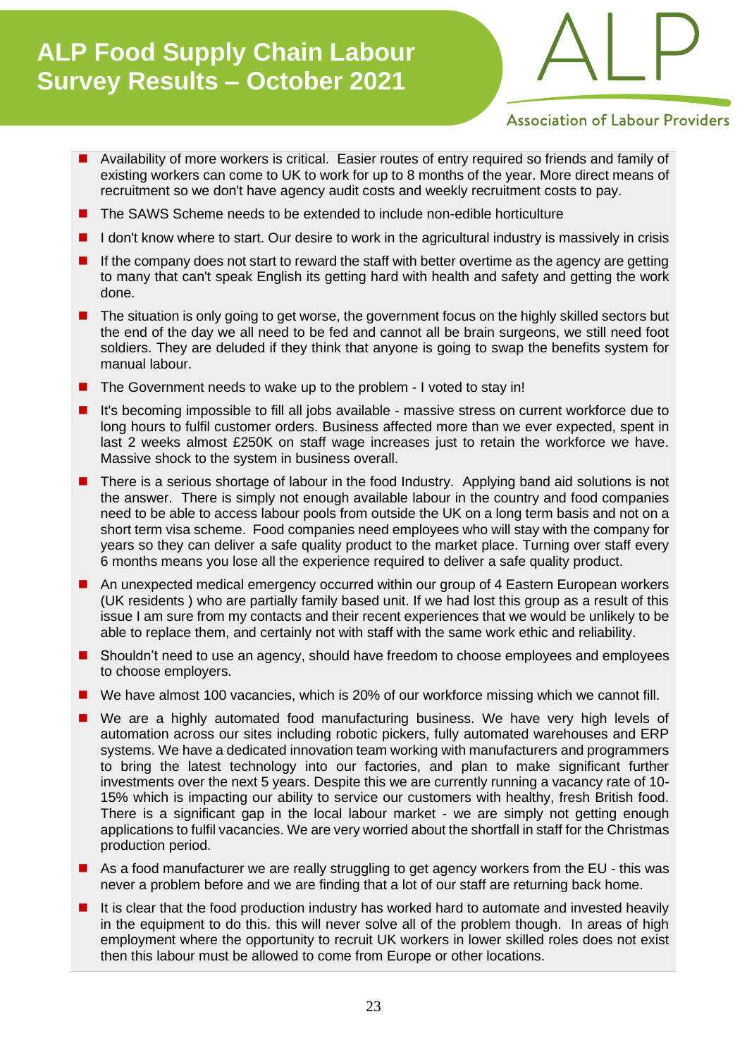- Availability of more workers is critical. Easier routes of entry required so friends and family of existing workers can come to UK to work for up to 8 months of the year. More direct means of recruitment so we don't have agency audit costs and weekly recruitment costs to pay.
- The SAWS Scheme needs to be extended to include non-edible horticulture
- I don't know where to start. Our desire to work in the agricultural industry is massively in crisis
- If the company does not start to reward the staff with better overtime as the agency are getting to many that can't speak English its getting hard with health and safety and getting the work done.
- The situation is only going to get worse, the government focus on the highly skilled sectors but the end of the day we all need to be fed and cannot all be brain surgeons, we still need foot soldiers. They are deluded if they think that anyone is going to swap the benefits system for manual labour.
- The Government needs to wake up to the problem - I voted to stay in!
- It's becoming impossible to fill all jobs available - massive stress on current workforce due to long hours to fulfil customer orders. Business affected more than we ever expected, spent in last 2 weeks almost £250K on staff wage increases just to retain the workforce we have. Massive shock to the system in business overall.
- There is a serious shortage of labour in the food Industry. Applying band aid solutions is not the answer. There is simply not enough available labour in the country and food companies need to be able to access labour pools from outside the UK on a long term basis and not on a short term visa scheme. Food companies need employees who will stay with the company for years so they can deliver a safe quality product to the market place. Turning over staff every 6 months means you lose all the experience required to deliver a safe quality product.
- An unexpected medical emergency occurred within our group of 4 Eastern European workers (UK residents ) who are partially family based unit. If we had lost this group as a result of this issue I am sure from my contacts and their recent experiences that we would be unlikely to be able to replace them, and certainly not with staff with the same work ethic and reliability.
- Shouldn't need to use an agency, should have freedom to choose employees and employees to choose employers.
- We have almost 100 vacancies, which is 20% of our workforce missing which we cannot fill.
- We are a highly automated food manufacturing business. We have very high levels of automation across our sites including robotic pickers, fully automated warehouses and ERP systems. We have a dedicated innovation team working with manufacturers and programmers to bring the latest technology into our factories, and plan to make significant further investments over the next 5 years. Despite this we are currently running a vacancy rate of 10-15% which is impacting our ability to service our customers with healthy, fresh British food. There is a significant gap in the local labour market - we are simply not getting enough applications to fulfil vacancies. We are very worried about the shortfall in staff for the Christmas production period.
- As a food manufacturer we are really struggling to get agency workers from the EU - this was never a problem before and we are finding that a lot of our staff are returning back home.
- It is clear that the food production industry has worked hard to automate and invested heavily in the equipment to do this. this will never solve all of the problem though. In areas of high employment where the opportunity to recruit UK workers in lower skilled roles does not exist then this labour must be allowed to come from Europe or other locations.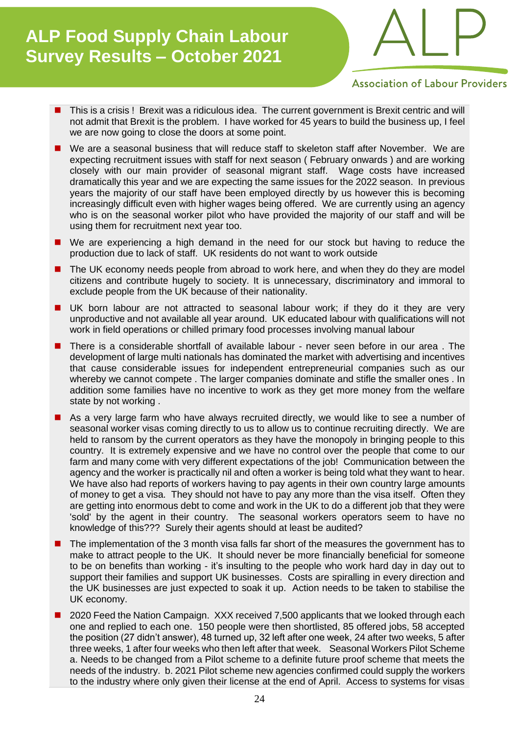- This is a crisis ! Brexit was a ridiculous idea. The current government is Brexit centric and will not admit that Brexit is the problem. I have worked for 45 years to build the business up, I feel we are now going to close the doors at some point.
- We are a seasonal business that will reduce staff to skeleton staff after November. We are expecting recruitment issues with staff for next season ( February onwards ) and are working closely with our main provider of seasonal migrant staff. Wage costs have increased dramatically this year and we are expecting the same issues for the 2022 season. In previous years the majority of our staff have been employed directly by us however this is becoming increasingly difficult even with higher wages being offered. We are currently using an agency who is on the seasonal worker pilot who have provided the majority of our staff and will be using them for recruitment next year too.
- We are experiencing a high demand in the need for our stock but having to reduce the production due to lack of staff. UK residents do not want to work outside
- The UK economy needs people from abroad to work here, and when they do they are model citizens and contribute hugely to society. It is unnecessary, discriminatory and immoral to exclude people from the UK because of their nationality.
- UK born labour are not attracted to seasonal labour work; if they do it they are very unproductive and not available all year around. UK educated labour with qualifications will not work in field operations or chilled primary food processes involving manual labour
- There is a considerable shortfall of available labour - never seen before in our area . The development of large multi nationals has dominated the market with advertising and incentives that cause considerable issues for independent entrepreneurial companies such as our whereby we cannot compete . The larger companies dominate and stifle the smaller ones . In addition some families have no incentive to work as they get more money from the welfare state by not working .
- As a very large farm who have always recruited directly, we would like to see a number of seasonal worker visas coming directly to us to allow us to continue recruiting directly. We are held to ransom by the current operators as they have the monopoly in bringing people to this country. It is extremely expensive and we have no control over the people that come to our farm and many come with very different expectations of the job! Communication between the agency and the worker is practically nil and often a worker is being told what they want to hear. We have also had reports of workers having to pay agents in their own country large amounts of money to get a visa. They should not have to pay any more than the visa itself. Often they are getting into enormous debt to come and work in the UK to do a different job that they were 'sold' by the agent in their country. The seasonal workers operators seem to have no knowledge of this??? Surely their agents should at least be audited?
- The implementation of the 3 month visa falls far short of the measures the government has to make to attract people to the UK. It should never be more financially beneficial for someone to be on benefits than working - it's insulting to the people who work hard day in day out to support their families and support UK businesses. Costs are spiralling in every direction and the UK businesses are just expected to soak it up. Action needs to be taken to stabilise the UK economy.
- 2020 Feed the Nation Campaign. XXX received 7,500 applicants that we looked through each one and replied to each one. 150 people were then shortlisted, 85 offered jobs, 58 accepted the position (27 didn't answer), 48 turned up, 32 left after one week, 24 after two weeks, 5 after three weeks, 1 after four weeks who then left after that week. Seasonal Workers Pilot Scheme a. Needs to be changed from a Pilot scheme to a definite future proof scheme that meets the needs of the industry. b. 2021 Pilot scheme new agencies confirmed could supply the workers to the industry where only given their license at the end of April. Access to systems for visas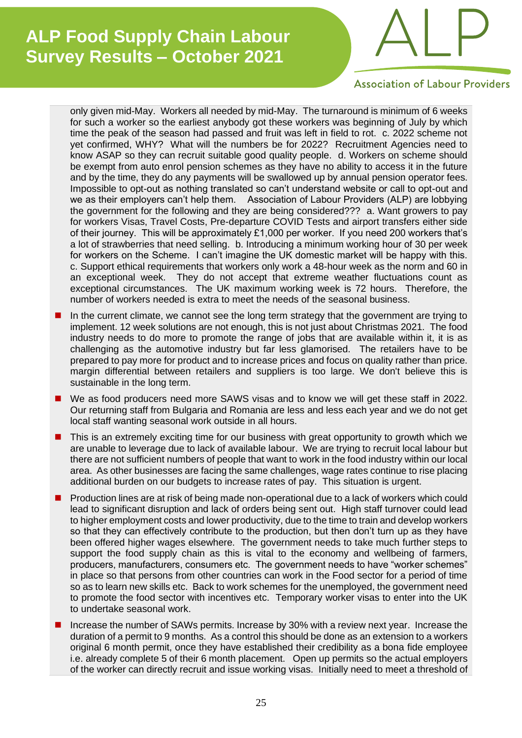only given mid-May. Workers all needed by mid-May. The turnaround is minimum of 6 weeks for such a worker so the earliest anybody got these workers was beginning of July by which time the peak of the season had passed and fruit was left in field to rot. c. 2022 scheme not yet confirmed, WHY? What will the numbers be for 2022? Recruitment Agencies need to know ASAP so they can recruit suitable good quality people. d. Workers on scheme should be exempt from auto enrol pension schemes as they have no ability to access it in the future and by the time, they do any payments will be swallowed up by annual pension operator fees. Impossible to opt-out as nothing translated so can't understand website or call to opt-out and we as their employers can't help them. Association of Labour Providers (ALP) are lobbying the government for the following and they are being considered??? a. Want growers to pay for workers Visas, Travel Costs, Pre-departure COVID Tests and airport transfers either side of their journey. This will be approximately £1,000 per worker. If you need 200 workers that's a lot of strawberries that need selling. b. Introducing a minimum working hour of 30 per week for workers on the Scheme. I can't imagine the UK domestic market will be happy with this. c. Support ethical requirements that workers only work a 48-hour week as the norm and 60 in an exceptional week. They do not accept that extreme weather fluctuations count as exceptional circumstances. The UK maximum working week is 72 hours. Therefore, the number of workers needed is extra to meet the needs of the seasonal business.

- In the current climate, we cannot see the long term strategy that the government are trying to implement. 12 week solutions are not enough, this is not just about Christmas 2021. The food industry needs to do more to promote the range of jobs that are available within it, it is as challenging as the automotive industry but far less glamorised. The retailers have to be prepared to pay more for product and to increase prices and focus on quality rather than price. margin differential between retailers and suppliers is too large. We don't believe this is sustainable in the long term.
- We as food producers need more SAWS visas and to know we will get these staff in 2022. Our returning staff from Bulgaria and Romania are less and less each year and we do not get local staff wanting seasonal work outside in all hours.
- This is an extremely exciting time for our business with great opportunity to growth which we are unable to leverage due to lack of available labour. We are trying to recruit local labour but there are not sufficient numbers of people that want to work in the food industry within our local area. As other businesses are facing the same challenges, wage rates continue to rise placing additional burden on our budgets to increase rates of pay. This situation is urgent.
- Production lines are at risk of being made non-operational due to a lack of workers which could lead to significant disruption and lack of orders being sent out. High staff turnover could lead to higher employment costs and lower productivity, due to the time to train and develop workers so that they can effectively contribute to the production, but then don't turn up as they have been offered higher wages elsewhere. The government needs to take much further steps to support the food supply chain as this is vital to the economy and wellbeing of farmers, producers, manufacturers, consumers etc. The government needs to have "worker schemes" in place so that persons from other countries can work in the Food sector for a period of time so as to learn new skills etc. Back to work schemes for the unemployed, the government need to promote the food sector with incentives etc. Temporary worker visas to enter into the UK to undertake seasonal work.
- Increase the number of SAWs permits. Increase by 30% with a review next year. Increase the duration of a permit to 9 months. As a control this should be done as an extension to a workers original 6 month permit, once they have established their credibility as a bona fide employee i.e. already complete 5 of their 6 month placement. Open up permits so the actual employers of the worker can directly recruit and issue working visas. Initially need to meet a threshold of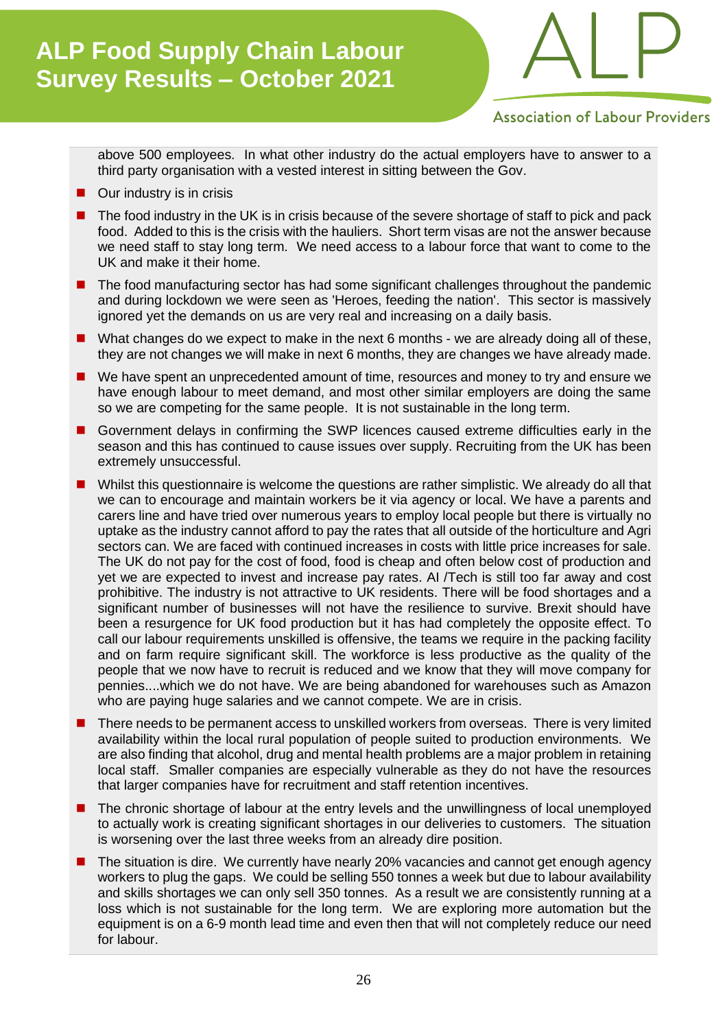above 500 employees. In what other industry do the actual employers have to answer to a third party organisation with a vested interest in sitting between the Gov.

- Our industry is in crisis
- The food industry in the UK is in crisis because of the severe shortage of staff to pick and pack food. Added to this is the crisis with the hauliers. Short term visas are not the answer because we need staff to stay long term. We need access to a labour force that want to come to the UK and make it their home.
- The food manufacturing sector has had some significant challenges throughout the pandemic and during lockdown we were seen as 'Heroes, feeding the nation'. This sector is massively ignored yet the demands on us are very real and increasing on a daily basis.
- What changes do we expect to make in the next 6 months - we are already doing all of these, they are not changes we will make in next 6 months, they are changes we have already made.
- We have spent an unprecedented amount of time, resources and money to try and ensure we have enough labour to meet demand, and most other similar employers are doing the same so we are competing for the same people. It is not sustainable in the long term.
- Government delays in confirming the SWP licences caused extreme difficulties early in the season and this has continued to cause issues over supply. Recruiting from the UK has been extremely unsuccessful.
- Whilst this questionnaire is welcome the questions are rather simplistic. We already do all that we can to encourage and maintain workers be it via agency or local. We have a parents and carers line and have tried over numerous years to employ local people but there is virtually no uptake as the industry cannot afford to pay the rates that all outside of the horticulture and Agri sectors can. We are faced with continued increases in costs with little price increases for sale. The UK do not pay for the cost of food, food is cheap and often below cost of production and yet we are expected to invest and increase pay rates. AI /Tech is still too far away and cost prohibitive. The industry is not attractive to UK residents. There will be food shortages and a significant number of businesses will not have the resilience to survive. Brexit should have been a resurgence for UK food production but it has had completely the opposite effect. To call our labour requirements unskilled is offensive, the teams we require in the packing facility and on farm require significant skill. The workforce is less productive as the quality of the people that we now have to recruit is reduced and we know that they will move company for pennies....which we do not have. We are being abandoned for warehouses such as Amazon who are paying huge salaries and we cannot compete. We are in crisis.
- There needs to be permanent access to unskilled workers from overseas. There is very limited availability within the local rural population of people suited to production environments. We are also finding that alcohol, drug and mental health problems are a major problem in retaining local staff. Smaller companies are especially vulnerable as they do not have the resources that larger companies have for recruitment and staff retention incentives.
- The chronic shortage of labour at the entry levels and the unwillingness of local unemployed to actually work is creating significant shortages in our deliveries to customers. The situation is worsening over the last three weeks from an already dire position.
- The situation is dire. We currently have nearly 20% vacancies and cannot get enough agency workers to plug the gaps. We could be selling 550 tonnes a week but due to labour availability and skills shortages we can only sell 350 tonnes. As a result we are consistently running at a loss which is not sustainable for the long term. We are exploring more automation but the equipment is on a 6-9 month lead time and even then that will not completely reduce our need for labour.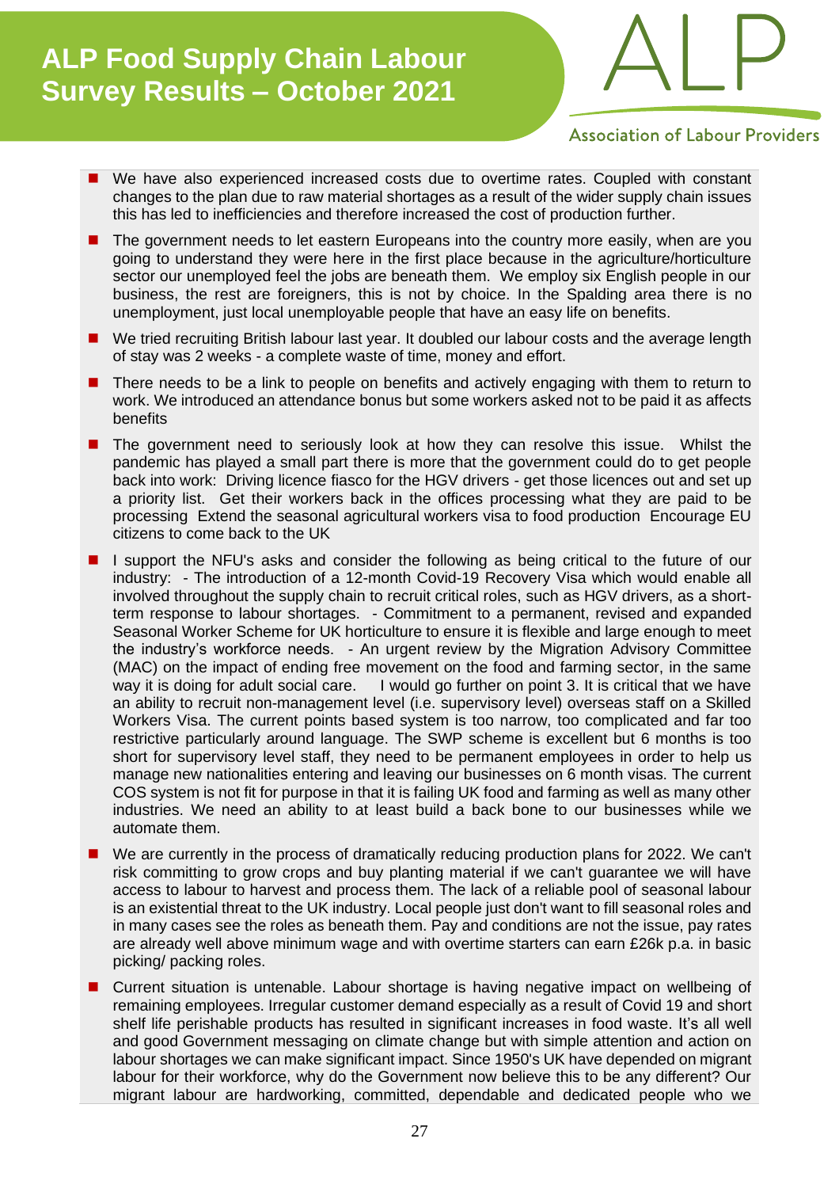- We have also experienced increased costs due to overtime rates. Coupled with constant changes to the plan due to raw material shortages as a result of the wider supply chain issues this has led to inefficiencies and therefore increased the cost of production further.
- The government needs to let eastern Europeans into the country more easily, when are you going to understand they were here in the first place because in the agriculture/horticulture sector our unemployed feel the jobs are beneath them. We employ six English people in our business, the rest are foreigners, this is not by choice. In the Spalding area there is no unemployment, just local unemployable people that have an easy life on benefits.
- We tried recruiting British labour last year. It doubled our labour costs and the average length of stay was 2 weeks - a complete waste of time, money and effort.
- There needs to be a link to people on benefits and actively engaging with them to return to work. We introduced an attendance bonus but some workers asked not to be paid it as affects benefits
- The government need to seriously look at how they can resolve this issue. Whilst the pandemic has played a small part there is more that the government could do to get people back into work: Driving licence fiasco for the HGV drivers - get those licences out and set up a priority list. Get their workers back in the offices processing what they are paid to be processing Extend the seasonal agricultural workers visa to food production Encourage EU citizens to come back to the UK
- I support the NFU's asks and consider the following as being critical to the future of our industry: - The introduction of a 12-month Covid-19 Recovery Visa which would enable all involved throughout the supply chain to recruit critical roles, such as HGV drivers, as a short-term response to labour shortages. - Commitment to a permanent, revised and expanded Seasonal Worker Scheme for UK horticulture to ensure it is flexible and large enough to meet the industry's workforce needs. - An urgent review by the Migration Advisory Committee (MAC) on the impact of ending free movement on the food and farming sector, in the same way it is doing for adult social care. I would go further on point 3. It is critical that we have an ability to recruit non-management level (i.e. supervisory level) overseas staff on a Skilled Workers Visa. The current points based system is too narrow, too complicated and far too restrictive particularly around language. The SWP scheme is excellent but 6 months is too short for supervisory level staff, they need to be permanent employees in order to help us manage new nationalities entering and leaving our businesses on 6 month visas. The current COS system is not fit for purpose in that it is failing UK food and farming as well as many other industries. We need an ability to at least build a back bone to our businesses while we automate them.
- We are currently in the process of dramatically reducing production plans for 2022. We can't risk committing to grow crops and buy planting material if we can't guarantee we will have access to labour to harvest and process them. The lack of a reliable pool of seasonal labour is an existential threat to the UK industry. Local people just don't want to fill seasonal roles and in many cases see the roles as beneath them. Pay and conditions are not the issue, pay rates are already well above minimum wage and with overtime starters can earn £26k p.a. in basic picking/ packing roles.
- Current situation is untenable. Labour shortage is having negative impact on wellbeing of remaining employees. Irregular customer demand especially as a result of Covid 19 and short shelf life perishable products has resulted in significant increases in food waste. It's all well and good Government messaging on climate change but with simple attention and action on labour shortages we can make significant impact. Since 1950's UK have depended on migrant labour for their workforce, why do the Government now believe this to be any different? Our migrant labour are hardworking, committed, dependable and dedicated people who we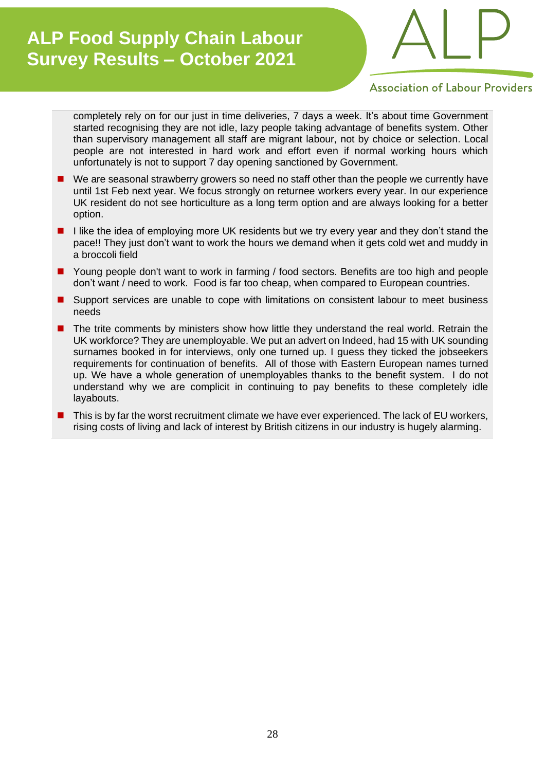completely rely on for our just in time deliveries, 7 days a week. It's about time Government started recognising they are not idle, lazy people taking advantage of benefits system. Other than supervisory management all staff are migrant labour, not by choice or selection. Local people are not interested in hard work and effort even if normal working hours which unfortunately is not to support 7 day opening sanctioned by Government.

- We are seasonal strawberry growers so need no staff other than the people we currently have until 1st Feb next year. We focus strongly on returnee workers every year. In our experience UK resident do not see horticulture as a long term option and are always looking for a better option.
- I like the idea of employing more UK residents but we try every year and they don't stand the pace!! They just don't want to work the hours we demand when it gets cold wet and muddy in a broccoli field
- Young people don't want to work in farming / food sectors. Benefits are too high and people don't want / need to work. Food is far too cheap, when compared to European countries.
- Support services are unable to cope with limitations on consistent labour to meet business needs
- The trite comments by ministers show how little they understand the real world. Retrain the UK workforce? They are unemployable. We put an advert on Indeed, had 15 with UK sounding surnames booked in for interviews, only one turned up. I guess they ticked the jobseekers requirements for continuation of benefits. All of those with Eastern European names turned up. We have a whole generation of unemployables thanks to the benefit system. I do not understand why we are complicit in continuing to pay benefits to these completely idle layabouts.
- This is by far the worst recruitment climate we have ever experienced. The lack of EU workers, rising costs of living and lack of interest by British citizens in our industry is hugely alarming.